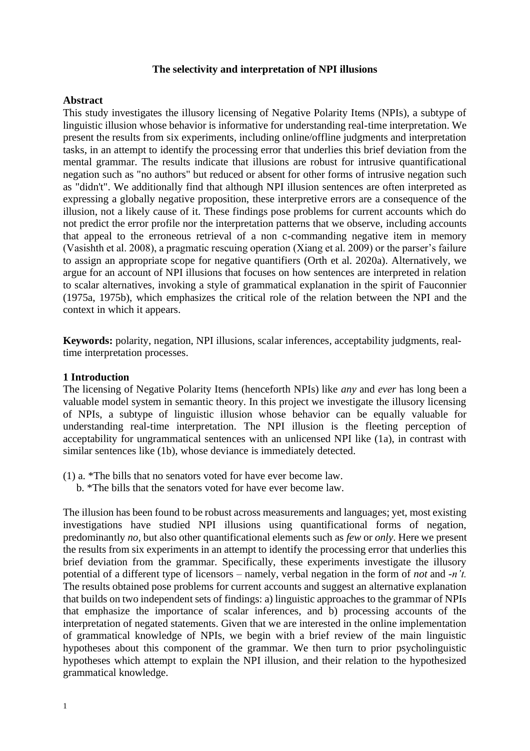# The selectivity and interpretation of NPI illusions

## Abstract

This study investigates the illusory licensing of Negative Polarity Items (NPIs), a subtype of linguistic illusion whose behavior is informative for understanding real-time interpretation. We present the results from six experiments, including online/offline judgments and interpretation tasks, in an attempt to identify the processing error that underlies this brief deviation from the mental grammar. The results indicate that illusions are robust for intrusive quantificational negation such as "no authors" but reduced or absent for other forms of intrusive negation such as "didn't". We additionally find that although NPI illusion sentences are often interpreted as expressing a globally negative proposition, these interpretive errors are a consequence of the illusion, not a likely cause of it. These findings pose problems for current accounts which do not predict the error profile nor the interpretation patterns that we observe, including accounts that appeal to the erroneous retrieval of a non c-commanding negative item in memory (Vasishth et al. 2008), a pragmatic rescuing operation (Xiang et al. 2009) or the parser's failure to assign an appropriate scope for negative quantifiers (Orth et al. 2020a). Alternatively, we argue for an account of NPI illusions that focuses on how sentences are interpreted in relation to scalar alternatives, invoking a style of grammatical explanation in the spirit of Fauconnier (1975a, 1975b), which emphasizes the critical role of the relation between the NPI and the context in which it appears.

**Keywords:** polarity, negation, NPI illusions, scalar inferences, acceptability judgments, real-time interpretation processes.

## 1 Introduction

The licensing of Negative Polarity Items (henceforth NPIs) like *any* and *ever* has long been a valuable model system in semantic theory. In this project we investigate the illusory licensing of NPIs, a subtype of linguistic illusion whose behavior can be equally valuable for understanding real-time interpretation. The NPI illusion is the fleeting perception of acceptability for ungrammatical sentences with an unlicensed NPI like (1a), in contrast with similar sentences like (1b), whose deviance is immediately detected.

(1) a. *The bills that no senators voted for have ever become law.
    b. *The bills that the senators voted for have ever become law.

The illusion has been found to be robust across measurements and languages; yet, most existing investigations have studied NPI illusions using quantificational forms of negation, predominantly *no*, but also other quantificational elements such as *few* or *only*. Here we present the results from six experiments in an attempt to identify the processing error that underlies this brief deviation from the grammar. Specifically, these experiments investigate the illusory potential of a different type of licensors – namely, verbal negation in the form of *not* and *-n't.* The results obtained pose problems for current accounts and suggest an alternative explanation that builds on two independent sets of findings: a) linguistic approaches to the grammar of NPIs that emphasize the importance of scalar inferences, and b) processing accounts of the interpretation of negated statements. Given that we are interested in the online implementation of grammatical knowledge of NPIs, we begin with a brief review of the main linguistic hypotheses about this component of the grammar. We then turn to prior psycholinguistic hypotheses which attempt to explain the NPI illusion, and their relation to the hypothesized grammatical knowledge.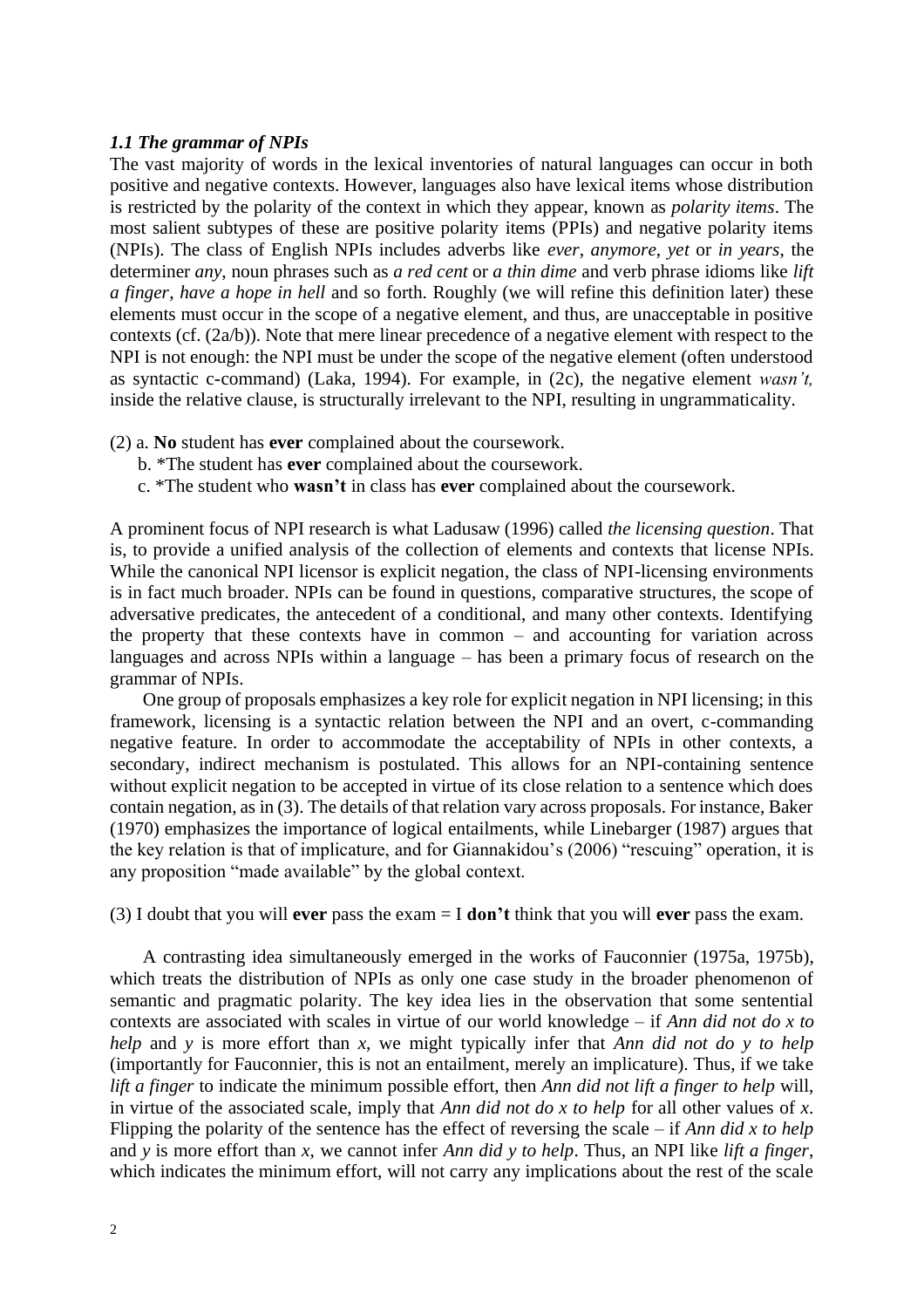### *1.1 The grammar of NPIs*

The vast majority of words in the lexical inventories of natural languages can occur in both positive and negative contexts. However, languages also have lexical items whose distribution is restricted by the polarity of the context in which they appear, known as *polarity items*. The most salient subtypes of these are positive polarity items (PPIs) and negative polarity items (NPIs). The class of English NPIs includes adverbs like *ever*, *anymore*, *yet* or *in years*, the determiner *any*, noun phrases such as *a red cent* or *a thin dime* and verb phrase idioms like *lift a finger*, *have a hope in hell* and so forth. Roughly (we will refine this definition later) these elements must occur in the scope of a negative element, and thus, are unacceptable in positive contexts (cf. (2a/b)). Note that mere linear precedence of a negative element with respect to the NPI is not enough: the NPI must be under the scope of the negative element (often understood as syntactic c-command) (Laka, 1994). For example, in (2c), the negative element *wasn't,* inside the relative clause, is structurally irrelevant to the NPI, resulting in ungrammaticality.

(2) a. **No** student has **ever** complained about the coursework.
   b. *The student has **ever** complained about the coursework.
   c. *The student who **wasn't** in class has **ever** complained about the coursework.

A prominent focus of NPI research is what Ladusaw (1996) called *the licensing question*. That is, to provide a unified analysis of the collection of elements and contexts that license NPIs. While the canonical NPI licensor is explicit negation, the class of NPI-licensing environments is in fact much broader. NPIs can be found in questions, comparative structures, the scope of adversative predicates, the antecedent of a conditional, and many other contexts. Identifying the property that these contexts have in common – and accounting for variation across languages and across NPIs within a language – has been a primary focus of research on the grammar of NPIs.

One group of proposals emphasizes a key role for explicit negation in NPI licensing; in this framework, licensing is a syntactic relation between the NPI and an overt, c-commanding negative feature. In order to accommodate the acceptability of NPIs in other contexts, a secondary, indirect mechanism is postulated. This allows for an NPI-containing sentence without explicit negation to be accepted in virtue of its close relation to a sentence which does contain negation, as in (3). The details of that relation vary across proposals. For instance, Baker (1970) emphasizes the importance of logical entailments, while Linebarger (1987) argues that the key relation is that of implicature, and for Giannakidou's (2006) "rescuing" operation, it is any proposition "made available" by the global context.

(3) I doubt that you will **ever** pass the exam = I **don't** think that you will **ever** pass the exam.

A contrasting idea simultaneously emerged in the works of Fauconnier (1975a, 1975b), which treats the distribution of NPIs as only one case study in the broader phenomenon of semantic and pragmatic polarity. The key idea lies in the observation that some sentential contexts are associated with scales in virtue of our world knowledge – if *Ann did not do x to help* and *y* is more effort than *x*, we might typically infer that *Ann did not do y to help* (importantly for Fauconnier, this is not an entailment, merely an implicature). Thus, if we take *lift a finger* to indicate the minimum possible effort, then *Ann did not lift a finger to help* will, in virtue of the associated scale, imply that *Ann did not do x to help* for all other values of *x*. Flipping the polarity of the sentence has the effect of reversing the scale – if *Ann did x to help* and *y* is more effort than *x*, we cannot infer *Ann did y to help*. Thus, an NPI like *lift a finger*, which indicates the minimum effort, will not carry any implications about the rest of the scale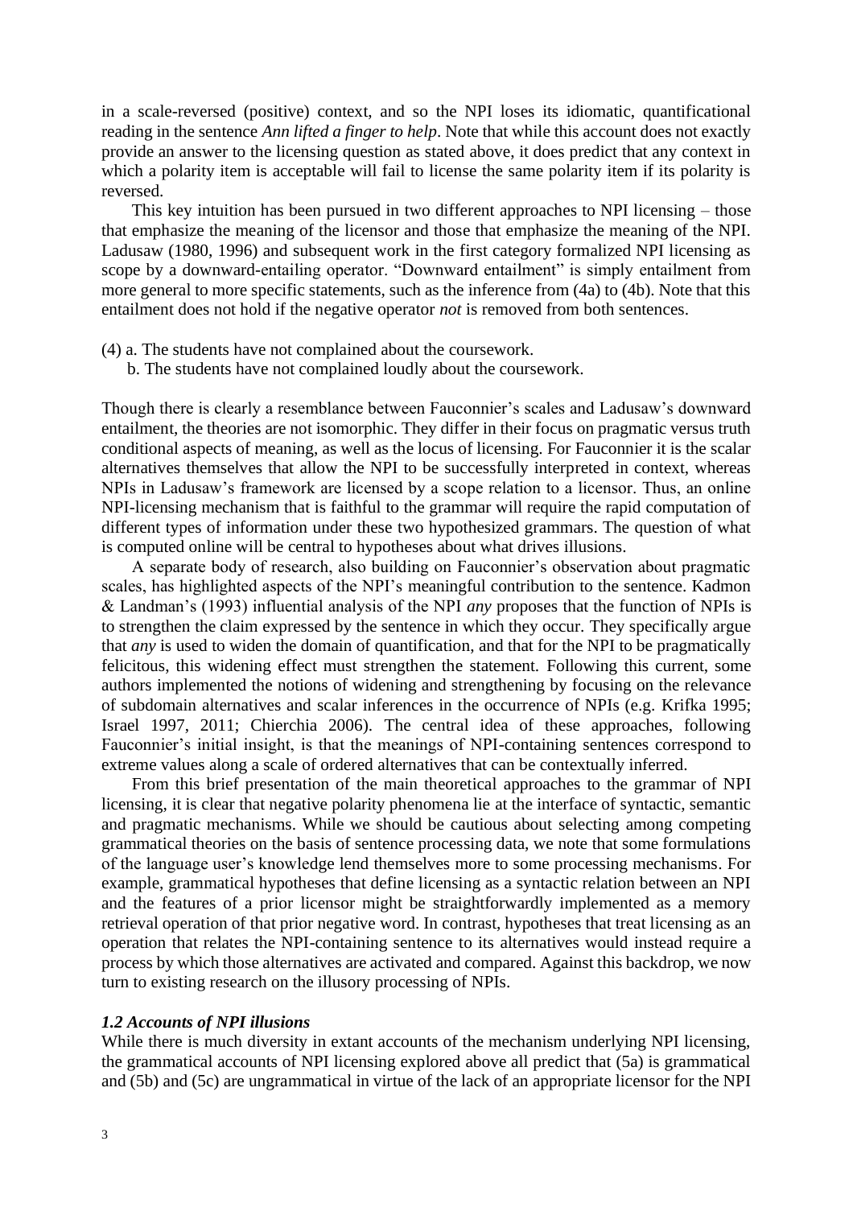in a scale-reversed (positive) context, and so the NPI loses its idiomatic, quantificational reading in the sentence *Ann lifted a finger to help*. Note that while this account does not exactly provide an answer to the licensing question as stated above, it does predict that any context in which a polarity item is acceptable will fail to license the same polarity item if its polarity is reversed.

This key intuition has been pursued in two different approaches to NPI licensing – those that emphasize the meaning of the licensor and those that emphasize the meaning of the NPI. Ladusaw (1980, 1996) and subsequent work in the first category formalized NPI licensing as scope by a downward-entailing operator. "Downward entailment" is simply entailment from more general to more specific statements, such as the inference from (4a) to (4b). Note that this entailment does not hold if the negative operator *not* is removed from both sentences.

(4) a. The students have not complained about the coursework.
 b. The students have not complained loudly about the coursework.

Though there is clearly a resemblance between Fauconnier's scales and Ladusaw's downward entailment, the theories are not isomorphic. They differ in their focus on pragmatic versus truth conditional aspects of meaning, as well as the locus of licensing. For Fauconnier it is the scalar alternatives themselves that allow the NPI to be successfully interpreted in context, whereas NPIs in Ladusaw's framework are licensed by a scope relation to a licensor. Thus, an online NPI-licensing mechanism that is faithful to the grammar will require the rapid computation of different types of information under these two hypothesized grammars. The question of what is computed online will be central to hypotheses about what drives illusions.

A separate body of research, also building on Fauconnier's observation about pragmatic scales, has highlighted aspects of the NPI's meaningful contribution to the sentence. Kadmon & Landman's (1993) influential analysis of the NPI *any* proposes that the function of NPIs is to strengthen the claim expressed by the sentence in which they occur. They specifically argue that *any* is used to widen the domain of quantification, and that for the NPI to be pragmatically felicitous, this widening effect must strengthen the statement. Following this current, some authors implemented the notions of widening and strengthening by focusing on the relevance of subdomain alternatives and scalar inferences in the occurrence of NPIs (e.g. Krifka 1995; Israel 1997, 2011; Chierchia 2006). The central idea of these approaches, following Fauconnier's initial insight, is that the meanings of NPI-containing sentences correspond to extreme values along a scale of ordered alternatives that can be contextually inferred.

From this brief presentation of the main theoretical approaches to the grammar of NPI licensing, it is clear that negative polarity phenomena lie at the interface of syntactic, semantic and pragmatic mechanisms. While we should be cautious about selecting among competing grammatical theories on the basis of sentence processing data, we note that some formulations of the language user's knowledge lend themselves more to some processing mechanisms. For example, grammatical hypotheses that define licensing as a syntactic relation between an NPI and the features of a prior licensor might be straightforwardly implemented as a memory retrieval operation of that prior negative word. In contrast, hypotheses that treat licensing as an operation that relates the NPI-containing sentence to its alternatives would instead require a process by which those alternatives are activated and compared. Against this backdrop, we now turn to existing research on the illusory processing of NPIs.

### *1.2 Accounts of NPI illusions*

While there is much diversity in extant accounts of the mechanism underlying NPI licensing, the grammatical accounts of NPI licensing explored above all predict that (5a) is grammatical and (5b) and (5c) are ungrammatical in virtue of the lack of an appropriate licensor for the NPI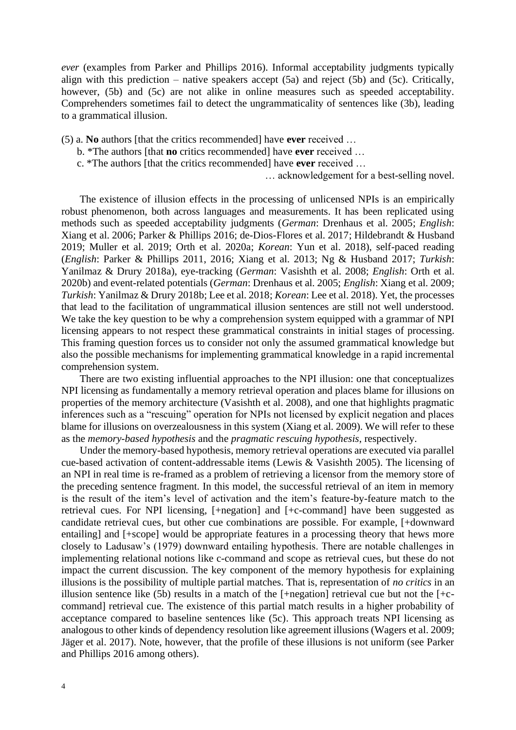*ever* (examples from Parker and Phillips 2016). Informal acceptability judgments typically align with this prediction – native speakers accept (5a) and reject (5b) and (5c). Critically, however, (5b) and (5c) are not alike in online measures such as speeded acceptability. Comprehenders sometimes fail to detect the ungrammaticality of sentences like (3b), leading to a grammatical illusion.

(5) a. **No** authors [that the critics recommended] have **ever** received …
    b. *The authors [that **no** critics recommended] have **ever** received …
    c. *The authors [that the critics recommended] have **ever** received …
                                                            … acknowledgement for a best-selling novel.

The existence of illusion effects in the processing of unlicensed NPIs is an empirically robust phenomenon, both across languages and measurements. It has been replicated using methods such as speeded acceptability judgments (*German*: Drenhaus et al. 2005; *English*: Xiang et al. 2006; Parker & Phillips 2016; de-Dios-Flores et al. 2017; Hildebrandt & Husband 2019; Muller et al. 2019; Orth et al. 2020a; *Korean*: Yun et al. 2018), self-paced reading (*English*: Parker & Phillips 2011, 2016; Xiang et al. 2013; Ng & Husband 2017; *Turkish*: Yanilmaz & Drury 2018a), eye-tracking (*German*: Vasishth et al. 2008; *English*: Orth et al. 2020b) and event-related potentials (*German*: Drenhaus et al. 2005; *English*: Xiang et al. 2009; *Turkish*: Yanilmaz & Drury 2018b; Lee et al. 2018; *Korean*: Lee et al. 2018). Yet, the processes that lead to the facilitation of ungrammatical illusion sentences are still not well understood. We take the key question to be why a comprehension system equipped with a grammar of NPI licensing appears to not respect these grammatical constraints in initial stages of processing. This framing question forces us to consider not only the assumed grammatical knowledge but also the possible mechanisms for implementing grammatical knowledge in a rapid incremental comprehension system.

There are two existing influential approaches to the NPI illusion: one that conceptualizes NPI licensing as fundamentally a memory retrieval operation and places blame for illusions on properties of the memory architecture (Vasishth et al. 2008), and one that highlights pragmatic inferences such as a "rescuing" operation for NPIs not licensed by explicit negation and places blame for illusions on overzealousness in this system (Xiang et al. 2009). We will refer to these as the *memory-based hypothesis* and the *pragmatic rescuing hypothesis*, respectively.

Under the memory-based hypothesis, memory retrieval operations are executed via parallel cue-based activation of content-addressable items (Lewis & Vasishth 2005). The licensing of an NPI in real time is re-framed as a problem of retrieving a licensor from the memory store of the preceding sentence fragment. In this model, the successful retrieval of an item in memory is the result of the item's level of activation and the item's feature-by-feature match to the retrieval cues. For NPI licensing, [+negation] and [+c-command] have been suggested as candidate retrieval cues, but other cue combinations are possible. For example, [+downward entailing] and [+scope] would be appropriate features in a processing theory that hews more closely to Ladusaw's (1979) downward entailing hypothesis. There are notable challenges in implementing relational notions like c-command and scope as retrieval cues, but these do not impact the current discussion. The key component of the memory hypothesis for explaining illusions is the possibility of multiple partial matches. That is, representation of *no critics* in an illusion sentence like (5b) results in a match of the [+negation] retrieval cue but not the [+c-command] retrieval cue. The existence of this partial match results in a higher probability of acceptance compared to baseline sentences like (5c). This approach treats NPI licensing as analogous to other kinds of dependency resolution like agreement illusions (Wagers et al. 2009; Jäger et al. 2017). Note, however, that the profile of these illusions is not uniform (see Parker and Phillips 2016 among others).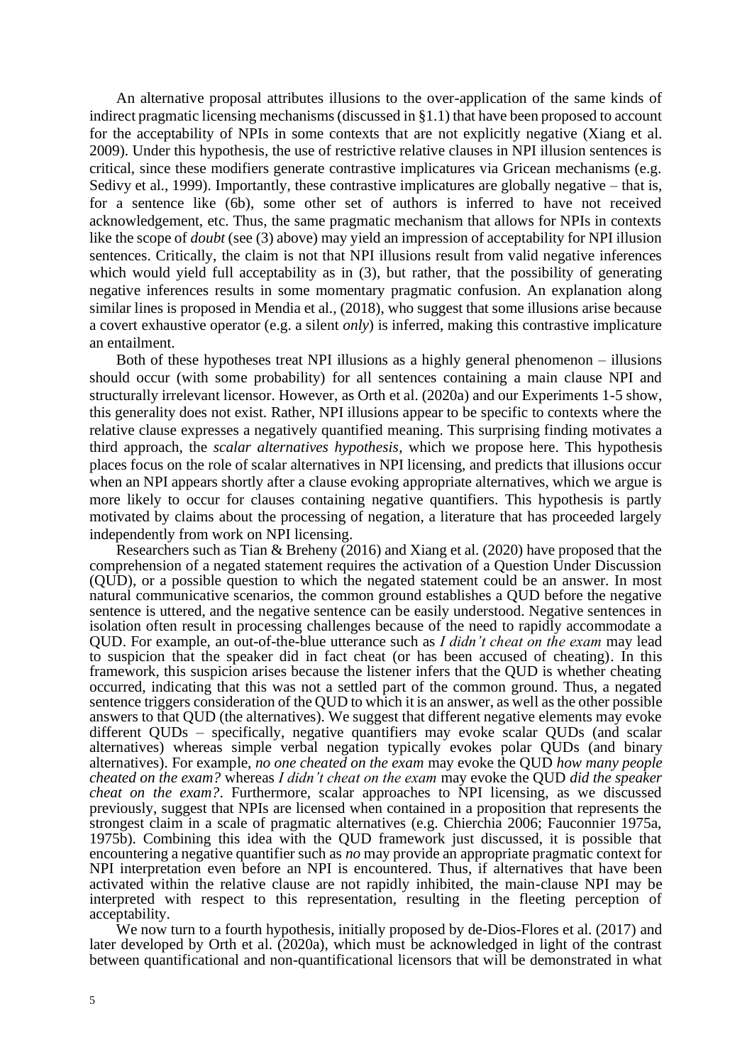An alternative proposal attributes illusions to the over-application of the same kinds of indirect pragmatic licensing mechanisms (discussed in §1.1) that have been proposed to account for the acceptability of NPIs in some contexts that are not explicitly negative (Xiang et al. 2009). Under this hypothesis, the use of restrictive relative clauses in NPI illusion sentences is critical, since these modifiers generate contrastive implicatures via Gricean mechanisms (e.g. Sedivy et al., 1999). Importantly, these contrastive implicatures are globally negative – that is, for a sentence like (6b), some other set of authors is inferred to have not received acknowledgement, etc. Thus, the same pragmatic mechanism that allows for NPIs in contexts like the scope of *doubt* (see (3) above) may yield an impression of acceptability for NPI illusion sentences. Critically, the claim is not that NPI illusions result from valid negative inferences which would yield full acceptability as in (3), but rather, that the possibility of generating negative inferences results in some momentary pragmatic confusion. An explanation along similar lines is proposed in Mendia et al., (2018), who suggest that some illusions arise because a covert exhaustive operator (e.g. a silent *only*) is inferred, making this contrastive implicature an entailment.

Both of these hypotheses treat NPI illusions as a highly general phenomenon – illusions should occur (with some probability) for all sentences containing a main clause NPI and structurally irrelevant licensor. However, as Orth et al. (2020a) and our Experiments 1-5 show, this generality does not exist. Rather, NPI illusions appear to be specific to contexts where the relative clause expresses a negatively quantified meaning. This surprising finding motivates a third approach, the *scalar alternatives hypothesis*, which we propose here. This hypothesis places focus on the role of scalar alternatives in NPI licensing, and predicts that illusions occur when an NPI appears shortly after a clause evoking appropriate alternatives, which we argue is more likely to occur for clauses containing negative quantifiers. This hypothesis is partly motivated by claims about the processing of negation, a literature that has proceeded largely independently from work on NPI licensing.

Researchers such as Tian & Breheny (2016) and Xiang et al. (2020) have proposed that the comprehension of a negated statement requires the activation of a Question Under Discussion (QUD), or a possible question to which the negated statement could be an answer. In most natural communicative scenarios, the common ground establishes a QUD before the negative sentence is uttered, and the negative sentence can be easily understood. Negative sentences in isolation often result in processing challenges because of the need to rapidly accommodate a QUD. For example, an out-of-the-blue utterance such as *I didn't cheat on the exam* may lead to suspicion that the speaker did in fact cheat (or has been accused of cheating). In this framework, this suspicion arises because the listener infers that the QUD is whether cheating occurred, indicating that this was not a settled part of the common ground. Thus, a negated sentence triggers consideration of the QUD to which it is an answer, as well as the other possible answers to that QUD (the alternatives). We suggest that different negative elements may evoke different QUDs – specifically, negative quantifiers may evoke scalar QUDs (and scalar alternatives) whereas simple verbal negation typically evokes polar QUDs (and binary alternatives). For example, *no one cheated on the exam* may evoke the QUD *how many people cheated on the exam?* whereas *I didn't cheat on the exam* may evoke the QUD *did the speaker cheat on the exam?*. Furthermore, scalar approaches to NPI licensing, as we discussed previously, suggest that NPIs are licensed when contained in a proposition that represents the strongest claim in a scale of pragmatic alternatives (e.g. Chierchia 2006; Fauconnier 1975a, 1975b). Combining this idea with the QUD framework just discussed, it is possible that encountering a negative quantifier such as *no* may provide an appropriate pragmatic context for NPI interpretation even before an NPI is encountered. Thus, if alternatives that have been activated within the relative clause are not rapidly inhibited, the main-clause NPI may be interpreted with respect to this representation, resulting in the fleeting perception of acceptability.

We now turn to a fourth hypothesis, initially proposed by de-Dios-Flores et al. (2017) and later developed by Orth et al. (2020a), which must be acknowledged in light of the contrast between quantificational and non-quantificational licensors that will be demonstrated in what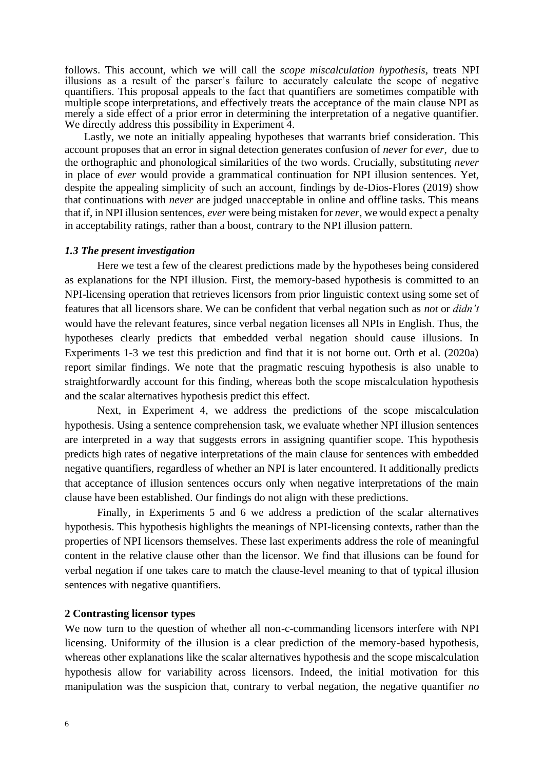follows. This account, which we will call the *scope miscalculation hypothesis*, treats NPI illusions as a result of the parser's failure to accurately calculate the scope of negative quantifiers. This proposal appeals to the fact that quantifiers are sometimes compatible with multiple scope interpretations, and effectively treats the acceptance of the main clause NPI as merely a side effect of a prior error in determining the interpretation of a negative quantifier. We directly address this possibility in Experiment 4.

Lastly, we note an initially appealing hypotheses that warrants brief consideration. This account proposes that an error in signal detection generates confusion of *never* for *ever*, due to the orthographic and phonological similarities of the two words. Crucially, substituting *never* in place of *ever* would provide a grammatical continuation for NPI illusion sentences. Yet, despite the appealing simplicity of such an account, findings by de-Dios-Flores (2019) show that continuations with *never* are judged unacceptable in online and offline tasks. This means that if, in NPI illusion sentences, *ever* were being mistaken for *never*, we would expect a penalty in acceptability ratings, rather than a boost, contrary to the NPI illusion pattern.

### *1.3 The present investigation*

Here we test a few of the clearest predictions made by the hypotheses being considered as explanations for the NPI illusion. First, the memory-based hypothesis is committed to an NPI-licensing operation that retrieves licensors from prior linguistic context using some set of features that all licensors share. We can be confident that verbal negation such as *not* or *didn't* would have the relevant features, since verbal negation licenses all NPIs in English. Thus, the hypotheses clearly predicts that embedded verbal negation should cause illusions. In Experiments 1-3 we test this prediction and find that it is not borne out. Orth et al. (2020a) report similar findings. We note that the pragmatic rescuing hypothesis is also unable to straightforwardly account for this finding, whereas both the scope miscalculation hypothesis and the scalar alternatives hypothesis predict this effect.

Next, in Experiment 4, we address the predictions of the scope miscalculation hypothesis. Using a sentence comprehension task, we evaluate whether NPI illusion sentences are interpreted in a way that suggests errors in assigning quantifier scope. This hypothesis predicts high rates of negative interpretations of the main clause for sentences with embedded negative quantifiers, regardless of whether an NPI is later encountered. It additionally predicts that acceptance of illusion sentences occurs only when negative interpretations of the main clause have been established. Our findings do not align with these predictions.

Finally, in Experiments 5 and 6 we address a prediction of the scalar alternatives hypothesis. This hypothesis highlights the meanings of NPI-licensing contexts, rather than the properties of NPI licensors themselves. These last experiments address the role of meaningful content in the relative clause other than the licensor. We find that illusions can be found for verbal negation if one takes care to match the clause-level meaning to that of typical illusion sentences with negative quantifiers.

## 2 Contrasting licensor types

We now turn to the question of whether all non-c-commanding licensors interfere with NPI licensing. Uniformity of the illusion is a clear prediction of the memory-based hypothesis, whereas other explanations like the scalar alternatives hypothesis and the scope miscalculation hypothesis allow for variability across licensors. Indeed, the initial motivation for this manipulation was the suspicion that, contrary to verbal negation, the negative quantifier *no*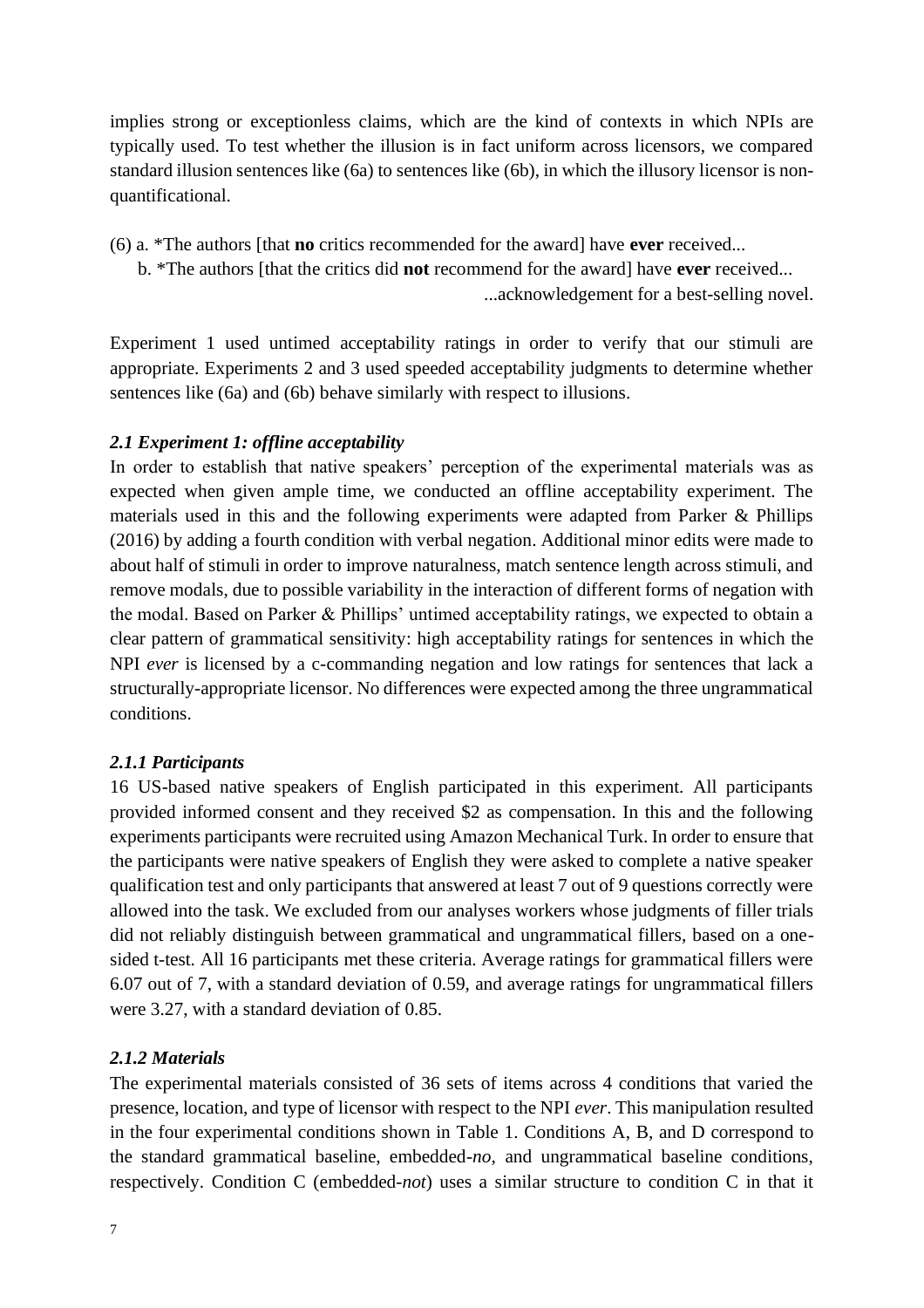implies strong or exceptionless claims, which are the kind of contexts in which NPIs are typically used. To test whether the illusion is in fact uniform across licensors, we compared standard illusion sentences like (6a) to sentences like (6b), in which the illusory licensor is non-quantificational.

(6) a. *The authors [that **no** critics recommended for the award] have **ever** received...
   b. *The authors [that the critics did **not** recommend for the award] have **ever** received...
   ...acknowledgement for a best-selling novel.

Experiment 1 used untimed acceptability ratings in order to verify that our stimuli are appropriate. Experiments 2 and 3 used speeded acceptability judgments to determine whether sentences like (6a) and (6b) behave similarly with respect to illusions.

### *2.1 Experiment 1: offline acceptability*

In order to establish that native speakers' perception of the experimental materials was as expected when given ample time, we conducted an offline acceptability experiment. The materials used in this and the following experiments were adapted from Parker & Phillips (2016) by adding a fourth condition with verbal negation. Additional minor edits were made to about half of stimuli in order to improve naturalness, match sentence length across stimuli, and remove modals, due to possible variability in the interaction of different forms of negation with the modal. Based on Parker & Phillips' untimed acceptability ratings, we expected to obtain a clear pattern of grammatical sensitivity: high acceptability ratings for sentences in which the NPI *ever* is licensed by a c-commanding negation and low ratings for sentences that lack a structurally-appropriate licensor. No differences were expected among the three ungrammatical conditions.

#### *2.1.1 Participants*

16 US-based native speakers of English participated in this experiment. All participants provided informed consent and they received $2 as compensation. In this and the following experiments participants were recruited using Amazon Mechanical Turk. In order to ensure that the participants were native speakers of English they were asked to complete a native speaker qualification test and only participants that answered at least 7 out of 9 questions correctly were allowed into the task. We excluded from our analyses workers whose judgments of filler trials did not reliably distinguish between grammatical and ungrammatical fillers, based on a one-sided t-test. All 16 participants met these criteria. Average ratings for grammatical fillers were 6.07 out of 7, with a standard deviation of 0.59, and average ratings for ungrammatical fillers were 3.27, with a standard deviation of 0.85.

#### *2.1.2 Materials*

The experimental materials consisted of 36 sets of items across 4 conditions that varied the presence, location, and type of licensor with respect to the NPI *ever*. This manipulation resulted in the four experimental conditions shown in Table 1. Conditions A, B, and D correspond to the standard grammatical baseline, embedded-*no*, and ungrammatical baseline conditions, respectively. Condition C (embedded-*not*) uses a similar structure to condition C in that it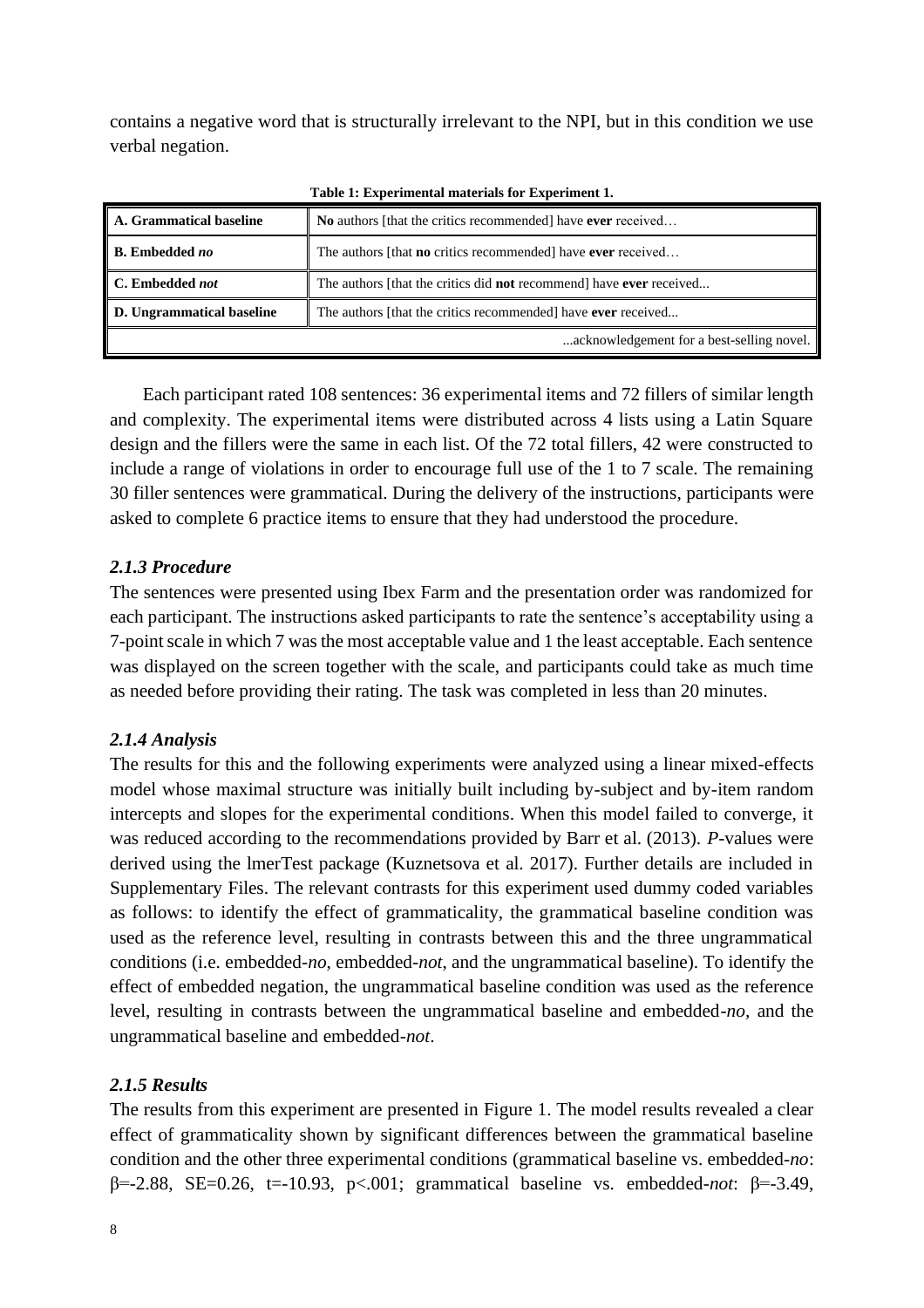contains a negative word that is structurally irrelevant to the NPI, but in this condition we use verbal negation.

**Table 1: Experimental materials for Experiment 1.**

| | |
|---|---|
| **A. Grammatical baseline** | **No** authors [that the critics recommended] have **ever** received… |
| **B. Embedded *no*** | The authors [that **no** critics recommended] have **ever** received… |
| **C. Embedded *not*** | The authors [that the critics did **not** recommend] have **ever** received... |
| **D. Ungrammatical baseline** | The authors [that the critics recommended] have **ever** received... |
| | ...acknowledgement for a best-selling novel. |

Each participant rated 108 sentences: 36 experimental items and 72 fillers of similar length and complexity. The experimental items were distributed across 4 lists using a Latin Square design and the fillers were the same in each list. Of the 72 total fillers, 42 were constructed to include a range of violations in order to encourage full use of the 1 to 7 scale. The remaining 30 filler sentences were grammatical. During the delivery of the instructions, participants were asked to complete 6 practice items to ensure that they had understood the procedure.

### *2.1.3 Procedure*

The sentences were presented using Ibex Farm and the presentation order was randomized for each participant. The instructions asked participants to rate the sentence's acceptability using a 7-point scale in which 7 was the most acceptable value and 1 the least acceptable. Each sentence was displayed on the screen together with the scale, and participants could take as much time as needed before providing their rating. The task was completed in less than 20 minutes.

### *2.1.4 Analysis*

The results for this and the following experiments were analyzed using a linear mixed-effects model whose maximal structure was initially built including by-subject and by-item random intercepts and slopes for the experimental conditions. When this model failed to converge, it was reduced according to the recommendations provided by Barr et al. (2013). *P*-values were derived using the lmerTest package (Kuznetsova et al. 2017). Further details are included in Supplementary Files. The relevant contrasts for this experiment used dummy coded variables as follows: to identify the effect of grammaticality, the grammatical baseline condition was used as the reference level, resulting in contrasts between this and the three ungrammatical conditions (i.e. embedded-*no*, embedded-*not*, and the ungrammatical baseline). To identify the effect of embedded negation, the ungrammatical baseline condition was used as the reference level, resulting in contrasts between the ungrammatical baseline and embedded-*no*, and the ungrammatical baseline and embedded-*not*.

### *2.1.5 Results*

The results from this experiment are presented in Figure 1. The model results revealed a clear effect of grammaticality shown by significant differences between the grammatical baseline condition and the other three experimental conditions (grammatical baseline vs. embedded-*no*: $\beta=-2.88$, $SE=0.26$, $t=-10.93$, $p<.001$; grammatical baseline vs. embedded-*not*: $\beta=-3.49$,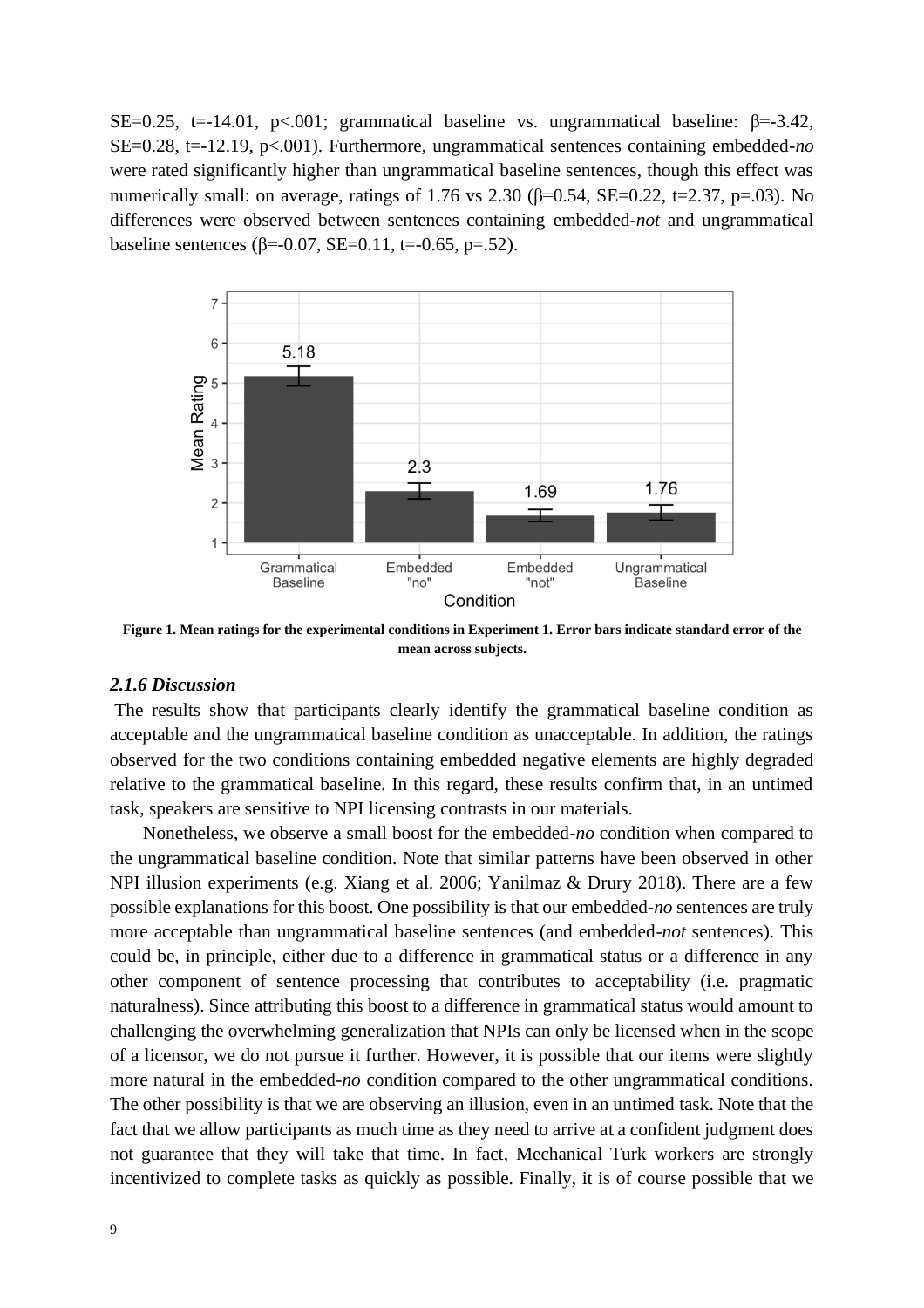SE=0.25, t=-14.01, p<.001; grammatical baseline vs. ungrammatical baseline: β=-3.42, SE=0.28, t=-12.19, p<.001). Furthermore, ungrammatical sentences containing embedded-*no* were rated significantly higher than ungrammatical baseline sentences, though this effect was numerically small: on average, ratings of 1.76 vs 2.30 (β=0.54, SE=0.22, t=2.37, p=.03). No differences were observed between sentences containing embedded-*not* and ungrammatical baseline sentences (β=-0.07, SE=0.11, t=-0.65, p=.52).

**Figure 1. Mean ratings for the experimental conditions in Experiment 1. Error bars indicate standard error of the mean across subjects.**

### *2.1.6 Discussion*

The results show that participants clearly identify the grammatical baseline condition as acceptable and the ungrammatical baseline condition as unacceptable. In addition, the ratings observed for the two conditions containing embedded negative elements are highly degraded relative to the grammatical baseline. In this regard, these results confirm that, in an untimed task, speakers are sensitive to NPI licensing contrasts in our materials.

Nonetheless, we observe a small boost for the embedded-*no* condition when compared to the ungrammatical baseline condition. Note that similar patterns have been observed in other NPI illusion experiments (e.g. Xiang et al. 2006; Yanilmaz & Drury 2018). There are a few possible explanations for this boost. One possibility is that our embedded-*no* sentences are truly more acceptable than ungrammatical baseline sentences (and embedded-*not* sentences). This could be, in principle, either due to a difference in grammatical status or a difference in any other component of sentence processing that contributes to acceptability (i.e. pragmatic naturalness). Since attributing this boost to a difference in grammatical status would amount to challenging the overwhelming generalization that NPIs can only be licensed when in the scope of a licensor, we do not pursue it further. However, it is possible that our items were slightly more natural in the embedded-*no* condition compared to the other ungrammatical conditions. The other possibility is that we are observing an illusion, even in an untimed task. Note that the fact that we allow participants as much time as they need to arrive at a confident judgment does not guarantee that they will take that time. In fact, Mechanical Turk workers are strongly incentivized to complete tasks as quickly as possible. Finally, it is of course possible that we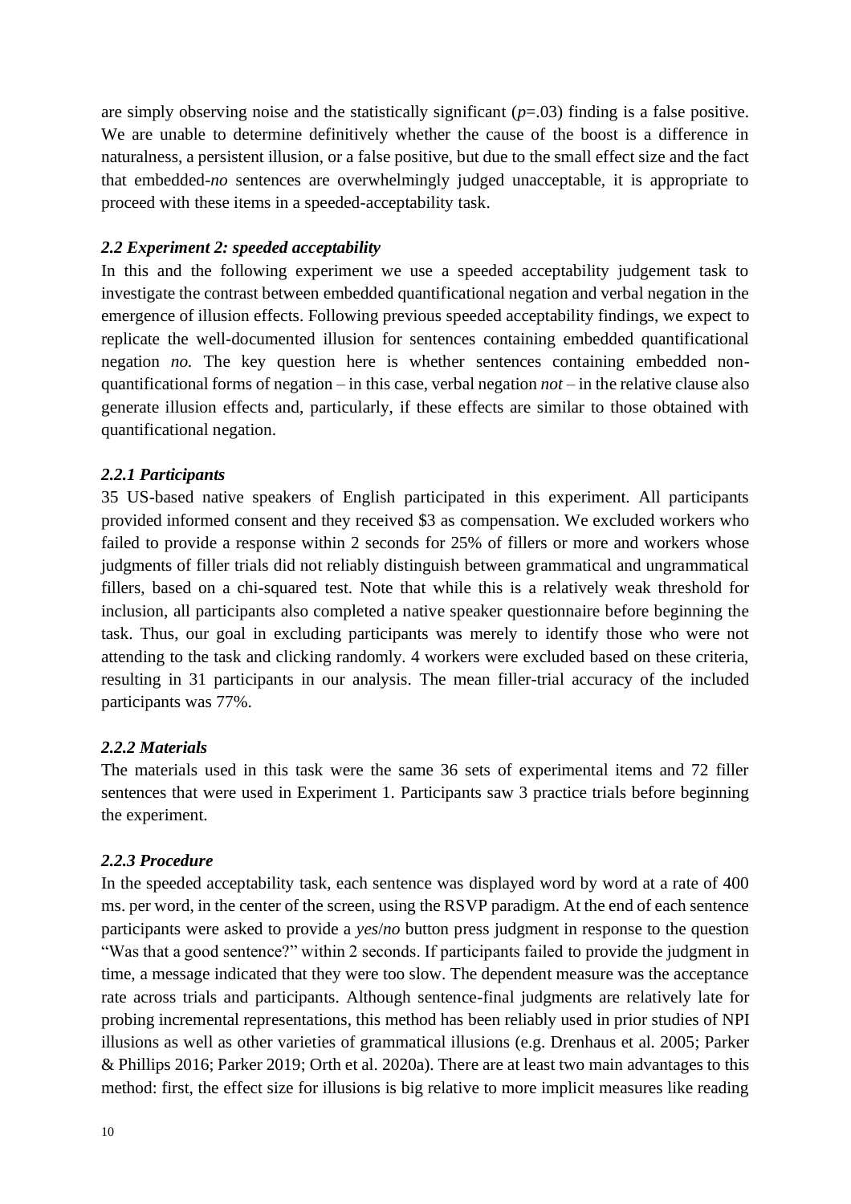are simply observing noise and the statistically significant ($p$=.03) finding is a false positive. We are unable to determine definitively whether the cause of the boost is a difference in naturalness, a persistent illusion, or a false positive, but due to the small effect size and the fact that embedded-*no* sentences are overwhelmingly judged unacceptable, it is appropriate to proceed with these items in a speeded-acceptability task.

### *2.2 Experiment 2: speeded acceptability*

In this and the following experiment we use a speeded acceptability judgement task to investigate the contrast between embedded quantificational negation and verbal negation in the emergence of illusion effects. Following previous speeded acceptability findings, we expect to replicate the well-documented illusion for sentences containing embedded quantificational negation *no.* The key question here is whether sentences containing embedded non-quantificational forms of negation – in this case, verbal negation *not* – in the relative clause also generate illusion effects and, particularly, if these effects are similar to those obtained with quantificational negation.

#### *2.2.1 Participants*

35 US-based native speakers of English participated in this experiment. All participants provided informed consent and they received $3 as compensation. We excluded workers who failed to provide a response within 2 seconds for 25% of fillers or more and workers whose judgments of filler trials did not reliably distinguish between grammatical and ungrammatical fillers, based on a chi-squared test. Note that while this is a relatively weak threshold for inclusion, all participants also completed a native speaker questionnaire before beginning the task. Thus, our goal in excluding participants was merely to identify those who were not attending to the task and clicking randomly. 4 workers were excluded based on these criteria, resulting in 31 participants in our analysis. The mean filler-trial accuracy of the included participants was 77%.

#### *2.2.2 Materials*

The materials used in this task were the same 36 sets of experimental items and 72 filler sentences that were used in Experiment 1. Participants saw 3 practice trials before beginning the experiment.

#### *2.2.3 Procedure*

In the speeded acceptability task, each sentence was displayed word by word at a rate of 400 ms. per word, in the center of the screen, using the RSVP paradigm. At the end of each sentence participants were asked to provide a *yes*/*no* button press judgment in response to the question "Was that a good sentence?" within 2 seconds. If participants failed to provide the judgment in time, a message indicated that they were too slow. The dependent measure was the acceptance rate across trials and participants. Although sentence-final judgments are relatively late for probing incremental representations, this method has been reliably used in prior studies of NPI illusions as well as other varieties of grammatical illusions (e.g. Drenhaus et al. 2005; Parker & Phillips 2016; Parker 2019; Orth et al. 2020a). There are at least two main advantages to this method: first, the effect size for illusions is big relative to more implicit measures like reading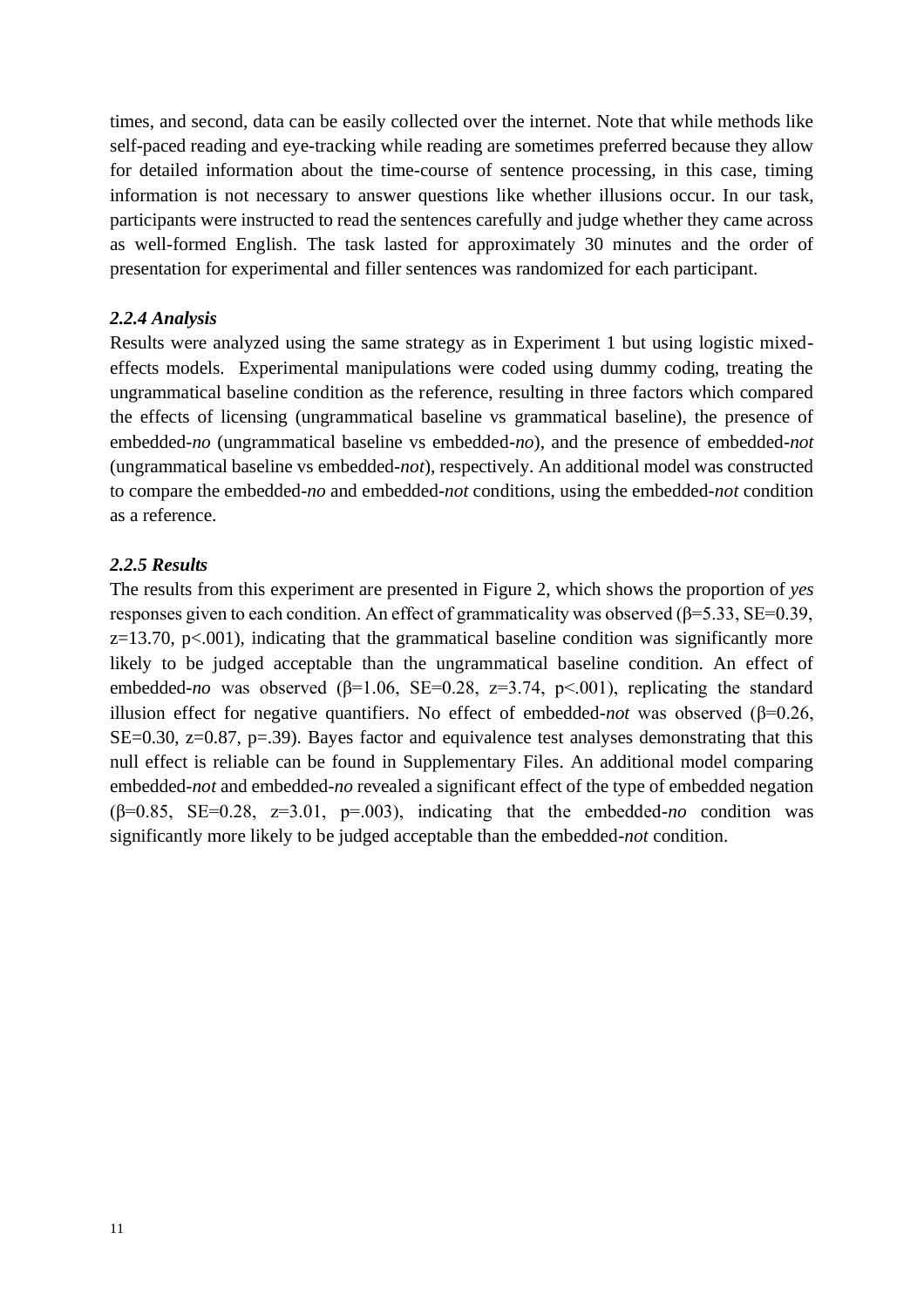times, and second, data can be easily collected over the internet. Note that while methods like self-paced reading and eye-tracking while reading are sometimes preferred because they allow for detailed information about the time-course of sentence processing, in this case, timing information is not necessary to answer questions like whether illusions occur. In our task, participants were instructed to read the sentences carefully and judge whether they came across as well-formed English. The task lasted for approximately 30 minutes and the order of presentation for experimental and filler sentences was randomized for each participant.

### *2.2.4 Analysis*

Results were analyzed using the same strategy as in Experiment 1 but using logistic mixed-effects models. Experimental manipulations were coded using dummy coding, treating the ungrammatical baseline condition as the reference, resulting in three factors which compared the effects of licensing (ungrammatical baseline vs grammatical baseline), the presence of embedded-*no* (ungrammatical baseline vs embedded-*no*), and the presence of embedded-*not* (ungrammatical baseline vs embedded-*not*), respectively. An additional model was constructed to compare the embedded-*no* and embedded-*not* conditions, using the embedded-*not* condition as a reference.

### *2.2.5 Results*

The results from this experiment are presented in Figure 2, which shows the proportion of *yes* responses given to each condition. An effect of grammaticality was observed ($\beta$=5.33, SE=0.39, z=13.70, p<.001), indicating that the grammatical baseline condition was significantly more likely to be judged acceptable than the ungrammatical baseline condition. An effect of embedded-*no* was observed ($\beta$=1.06, SE=0.28, z=3.74, p<.001), replicating the standard illusion effect for negative quantifiers. No effect of embedded-*not* was observed ($\beta$=0.26, SE=0.30, z=0.87, p=.39). Bayes factor and equivalence test analyses demonstrating that this null effect is reliable can be found in Supplementary Files. An additional model comparing embedded-*not* and embedded-*no* revealed a significant effect of the type of embedded negation ($\beta$=0.85, SE=0.28, z=3.01, p=.003), indicating that the embedded-*no* condition was significantly more likely to be judged acceptable than the embedded-*not* condition.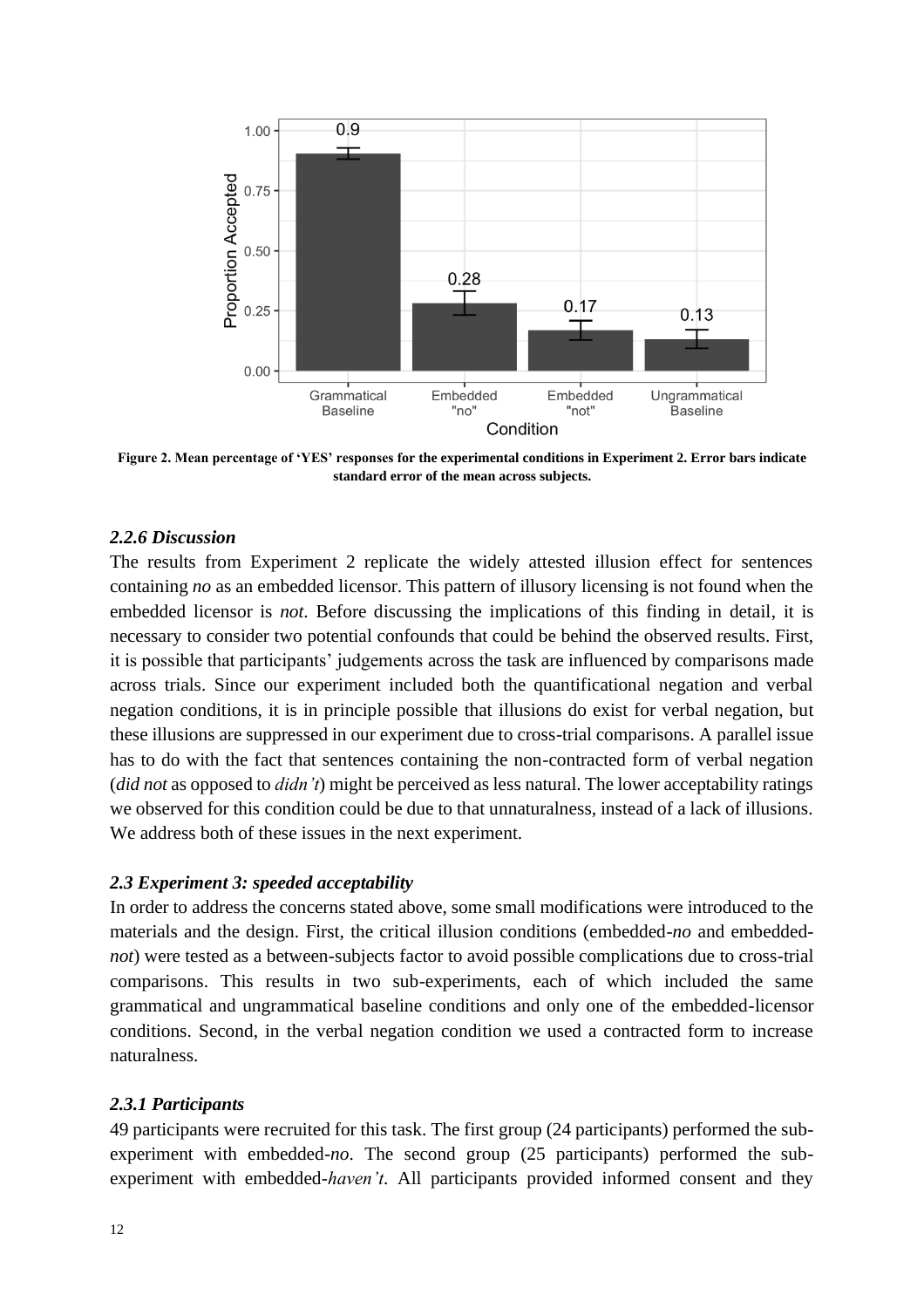**Figure 2. Mean percentage of 'YES' responses for the experimental conditions in Experiment 2. Error bars indicate standard error of the mean across subjects.**

### *2.2.6 Discussion*

The results from Experiment 2 replicate the widely attested illusion effect for sentences containing *no* as an embedded licensor. This pattern of illusory licensing is not found when the embedded licensor is *not*. Before discussing the implications of this finding in detail, it is necessary to consider two potential confounds that could be behind the observed results. First, it is possible that participants' judgements across the task are influenced by comparisons made across trials. Since our experiment included both the quantificational negation and verbal negation conditions, it is in principle possible that illusions do exist for verbal negation, but these illusions are suppressed in our experiment due to cross-trial comparisons. A parallel issue has to do with the fact that sentences containing the non-contracted form of verbal negation (*did not* as opposed to *didn't*) might be perceived as less natural. The lower acceptability ratings we observed for this condition could be due to that unnaturalness, instead of a lack of illusions. We address both of these issues in the next experiment.

### *2.3 Experiment 3: speeded acceptability*

In order to address the concerns stated above, some small modifications were introduced to the materials and the design. First, the critical illusion conditions (embedded-*no* and embedded-*not*) were tested as a between-subjects factor to avoid possible complications due to cross-trial comparisons. This results in two sub-experiments, each of which included the same grammatical and ungrammatical baseline conditions and only one of the embedded-licensor conditions. Second, in the verbal negation condition we used a contracted form to increase naturalness.

### *2.3.1 Participants*

49 participants were recruited for this task. The first group (24 participants) performed the sub-experiment with embedded-*no*. The second group (25 participants) performed the sub-experiment with embedded-*haven't*. All participants provided informed consent and they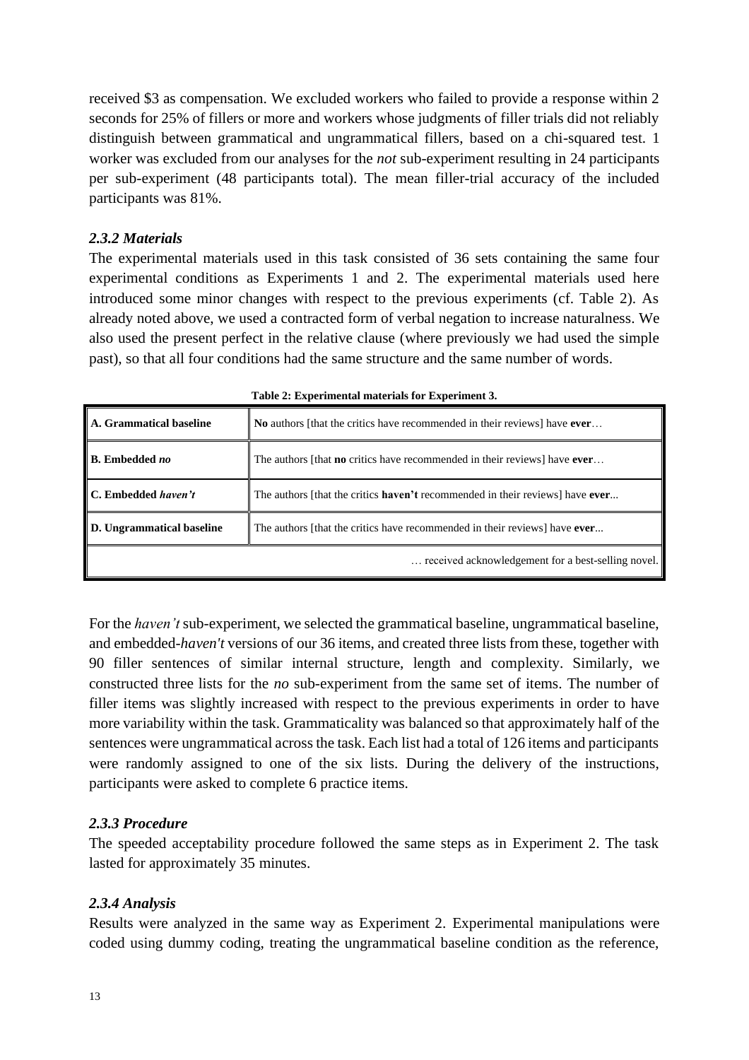received \$3 as compensation. We excluded workers who failed to provide a response within 2 seconds for 25% of fillers or more and workers whose judgments of filler trials did not reliably distinguish between grammatical and ungrammatical fillers, based on a chi-squared test. 1 worker was excluded from our analyses for the *not* sub-experiment resulting in 24 participants per sub-experiment (48 participants total). The mean filler-trial accuracy of the included participants was 81%.

### *2.3.2 Materials*

The experimental materials used in this task consisted of 36 sets containing the same four experimental conditions as Experiments 1 and 2. The experimental materials used here introduced some minor changes with respect to the previous experiments (cf. Table 2). As already noted above, we used a contracted form of verbal negation to increase naturalness. We also used the present perfect in the relative clause (where previously we had used the simple past), so that all four conditions had the same structure and the same number of words.

**Table 2: Experimental materials for Experiment 3.**

| Condition | Sentence |
|---|---|
| **A. Grammatical baseline** | **No** authors [that the critics have recommended in their reviews] have **ever**… |
| **B. Embedded *no*** | The authors [that **no** critics have recommended in their reviews] have **ever**… |
| **C. Embedded *haven't*** | The authors [that the critics **haven't** recommended in their reviews] have **ever**... |
| **D. Ungrammatical baseline** | The authors [that the critics have recommended in their reviews] have **ever**... |
| | … received acknowledgement for a best-selling novel. |

For the *haven't* sub-experiment, we selected the grammatical baseline, ungrammatical baseline, and embedded-*haven't* versions of our 36 items, and created three lists from these, together with 90 filler sentences of similar internal structure, length and complexity. Similarly, we constructed three lists for the *no* sub-experiment from the same set of items. The number of filler items was slightly increased with respect to the previous experiments in order to have more variability within the task. Grammaticality was balanced so that approximately half of the sentences were ungrammatical across the task. Each list had a total of 126 items and participants were randomly assigned to one of the six lists. During the delivery of the instructions, participants were asked to complete 6 practice items.

### *2.3.3 Procedure*

The speeded acceptability procedure followed the same steps as in Experiment 2. The task lasted for approximately 35 minutes.

### *2.3.4 Analysis*

Results were analyzed in the same way as Experiment 2. Experimental manipulations were coded using dummy coding, treating the ungrammatical baseline condition as the reference,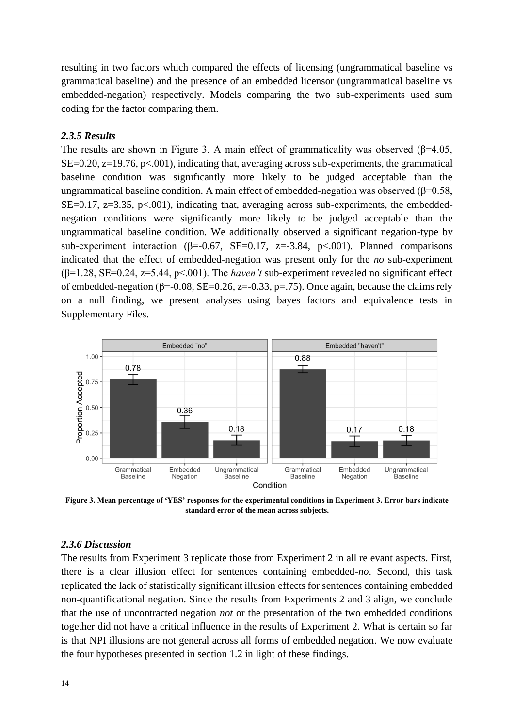resulting in two factors which compared the effects of licensing (ungrammatical baseline vs grammatical baseline) and the presence of an embedded licensor (ungrammatical baseline vs embedded-negation) respectively. Models comparing the two sub-experiments used sum coding for the factor comparing them.

### *2.3.5 Results*

The results are shown in Figure 3. A main effect of grammaticality was observed (β=4.05, SE=0.20, z=19.76, p<.001), indicating that, averaging across sub-experiments, the grammatical baseline condition was significantly more likely to be judged acceptable than the ungrammatical baseline condition. A main effect of embedded-negation was observed (β=0.58, SE=0.17, z=3.35, p<.001), indicating that, averaging across sub-experiments, the embedded-negation conditions were significantly more likely to be judged acceptable than the ungrammatical baseline condition. We additionally observed a significant negation-type by sub-experiment interaction (β=-0.67, SE=0.17, z=-3.84, p<.001). Planned comparisons indicated that the effect of embedded-negation was present only for the *no* sub-experiment (β=1.28, SE=0.24, z=5.44, p<.001). The *haven't* sub-experiment revealed no significant effect of embedded-negation (β=-0.08, SE=0.26, z=-0.33, p=.75). Once again, because the claims rely on a null finding, we present analyses using bayes factors and equivalence tests in Supplementary Files.

**Figure 3. Mean percentage of 'YES' responses for the experimental conditions in Experiment 3. Error bars indicate standard error of the mean across subjects.**

### *2.3.6 Discussion*

The results from Experiment 3 replicate those from Experiment 2 in all relevant aspects. First, there is a clear illusion effect for sentences containing embedded-*no*. Second, this task replicated the lack of statistically significant illusion effects for sentences containing embedded non-quantificational negation. Since the results from Experiments 2 and 3 align, we conclude that the use of uncontracted negation *not* or the presentation of the two embedded conditions together did not have a critical influence in the results of Experiment 2. What is certain so far is that NPI illusions are not general across all forms of embedded negation. We now evaluate the four hypotheses presented in section 1.2 in light of these findings.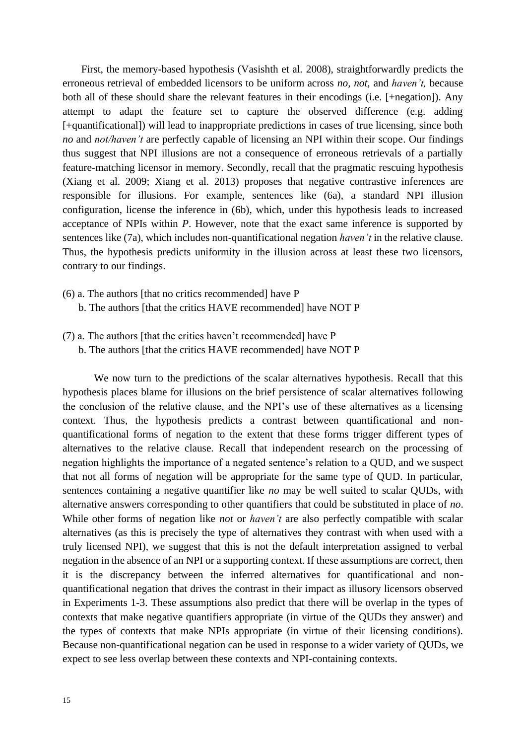First, the memory-based hypothesis (Vasishth et al. 2008), straightforwardly predicts the erroneous retrieval of embedded licensors to be uniform across *no, not,* and *haven't,* because both all of these should share the relevant features in their encodings (i.e. [+negation]). Any attempt to adapt the feature set to capture the observed difference (e.g. adding [+quantificational]) will lead to inappropriate predictions in cases of true licensing, since both *no* and *not/haven't* are perfectly capable of licensing an NPI within their scope. Our findings thus suggest that NPI illusions are not a consequence of erroneous retrievals of a partially feature-matching licensor in memory. Secondly, recall that the pragmatic rescuing hypothesis (Xiang et al. 2009; Xiang et al. 2013) proposes that negative contrastive inferences are responsible for illusions. For example, sentences like (6a), a standard NPI illusion configuration, license the inference in (6b), which, under this hypothesis leads to increased acceptance of NPIs within *P*. However, note that the exact same inference is supported by sentences like (7a), which includes non-quantificational negation *haven't* in the relative clause. Thus, the hypothesis predicts uniformity in the illusion across at least these two licensors, contrary to our findings.

(6) a. The authors [that no critics recommended] have P
    b. The authors [that the critics HAVE recommended] have NOT P

(7) a. The authors [that the critics haven't recommended] have P
    b. The authors [that the critics HAVE recommended] have NOT P

We now turn to the predictions of the scalar alternatives hypothesis. Recall that this hypothesis places blame for illusions on the brief persistence of scalar alternatives following the conclusion of the relative clause, and the NPI's use of these alternatives as a licensing context. Thus, the hypothesis predicts a contrast between quantificational and non-quantificational forms of negation to the extent that these forms trigger different types of alternatives to the relative clause. Recall that independent research on the processing of negation highlights the importance of a negated sentence's relation to a QUD, and we suspect that not all forms of negation will be appropriate for the same type of QUD. In particular, sentences containing a negative quantifier like *no* may be well suited to scalar QUDs, with alternative answers corresponding to other quantifiers that could be substituted in place of *no*. While other forms of negation like *not* or *haven't* are also perfectly compatible with scalar alternatives (as this is precisely the type of alternatives they contrast with when used with a truly licensed NPI), we suggest that this is not the default interpretation assigned to verbal negation in the absence of an NPI or a supporting context. If these assumptions are correct, then it is the discrepancy between the inferred alternatives for quantificational and non-quantificational negation that drives the contrast in their impact as illusory licensors observed in Experiments 1-3. These assumptions also predict that there will be overlap in the types of contexts that make negative quantifiers appropriate (in virtue of the QUDs they answer) and the types of contexts that make NPIs appropriate (in virtue of their licensing conditions). Because non-quantificational negation can be used in response to a wider variety of QUDs, we expect to see less overlap between these contexts and NPI-containing contexts.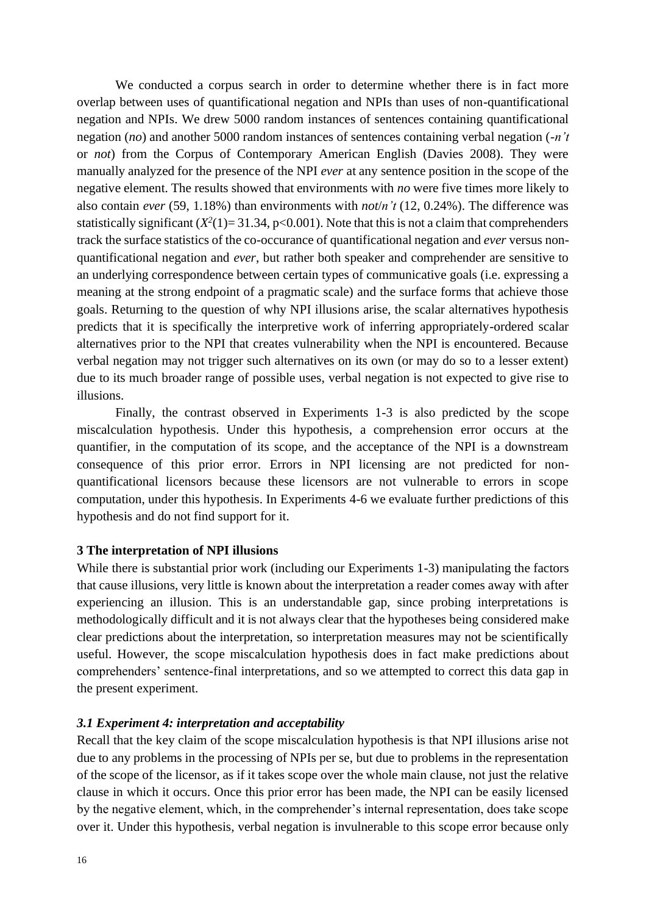We conducted a corpus search in order to determine whether there is in fact more overlap between uses of quantificational negation and NPIs than uses of non-quantificational negation and NPIs. We drew 5000 random instances of sentences containing quantificational negation (*no*) and another 5000 random instances of sentences containing verbal negation (*-n't* or *not*) from the Corpus of Contemporary American English (Davies 2008). They were manually analyzed for the presence of the NPI *ever* at any sentence position in the scope of the negative element. The results showed that environments with *no* were five times more likely to also contain *ever* (59, 1.18%) than environments with *not*/*n't* (12, 0.24%). The difference was statistically significant ($X^2(1)= 31.34$, $p<0.001$). Note that this is not a claim that comprehenders track the surface statistics of the co-occurance of quantificational negation and *ever* versus non-quantificational negation and *ever*, but rather both speaker and comprehender are sensitive to an underlying correspondence between certain types of communicative goals (i.e. expressing a meaning at the strong endpoint of a pragmatic scale) and the surface forms that achieve those goals. Returning to the question of why NPI illusions arise, the scalar alternatives hypothesis predicts that it is specifically the interpretive work of inferring appropriately-ordered scalar alternatives prior to the NPI that creates vulnerability when the NPI is encountered. Because verbal negation may not trigger such alternatives on its own (or may do so to a lesser extent) due to its much broader range of possible uses, verbal negation is not expected to give rise to illusions.

Finally, the contrast observed in Experiments 1-3 is also predicted by the scope miscalculation hypothesis. Under this hypothesis, a comprehension error occurs at the quantifier, in the computation of its scope, and the acceptance of the NPI is a downstream consequence of this prior error. Errors in NPI licensing are not predicted for non-quantificational licensors because these licensors are not vulnerable to errors in scope computation, under this hypothesis. In Experiments 4-6 we evaluate further predictions of this hypothesis and do not find support for it.

## 3 The interpretation of NPI illusions

While there is substantial prior work (including our Experiments 1-3) manipulating the factors that cause illusions, very little is known about the interpretation a reader comes away with after experiencing an illusion. This is an understandable gap, since probing interpretations is methodologically difficult and it is not always clear that the hypotheses being considered make clear predictions about the interpretation, so interpretation measures may not be scientifically useful. However, the scope miscalculation hypothesis does in fact make predictions about comprehenders' sentence-final interpretations, and so we attempted to correct this data gap in the present experiment.

### *3.1 Experiment 4: interpretation and acceptability*

Recall that the key claim of the scope miscalculation hypothesis is that NPI illusions arise not due to any problems in the processing of NPIs per se, but due to problems in the representation of the scope of the licensor, as if it takes scope over the whole main clause, not just the relative clause in which it occurs. Once this prior error has been made, the NPI can be easily licensed by the negative element, which, in the comprehender's internal representation, does take scope over it. Under this hypothesis, verbal negation is invulnerable to this scope error because only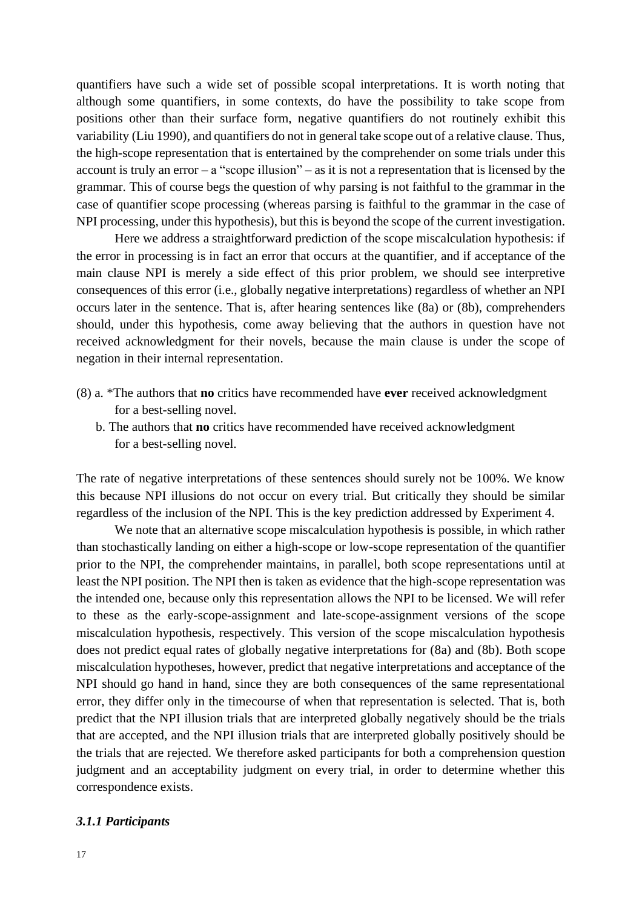quantifiers have such a wide set of possible scopal interpretations. It is worth noting that although some quantifiers, in some contexts, do have the possibility to take scope from positions other than their surface form, negative quantifiers do not routinely exhibit this variability (Liu 1990), and quantifiers do not in general take scope out of a relative clause. Thus, the high-scope representation that is entertained by the comprehender on some trials under this account is truly an error – a "scope illusion" – as it is not a representation that is licensed by the grammar. This of course begs the question of why parsing is not faithful to the grammar in the case of quantifier scope processing (whereas parsing is faithful to the grammar in the case of NPI processing, under this hypothesis), but this is beyond the scope of the current investigation.

Here we address a straightforward prediction of the scope miscalculation hypothesis: if the error in processing is in fact an error that occurs at the quantifier, and if acceptance of the main clause NPI is merely a side effect of this prior problem, we should see interpretive consequences of this error (i.e., globally negative interpretations) regardless of whether an NPI occurs later in the sentence. That is, after hearing sentences like (8a) or (8b), comprehenders should, under this hypothesis, come away believing that the authors in question have not received acknowledgment for their novels, because the main clause is under the scope of negation in their internal representation.

(8) a. *The authors that **no** critics have recommended have **ever** received acknowledgment for a best-selling novel.
b. The authors that **no** critics have recommended have received acknowledgment for a best-selling novel.

The rate of negative interpretations of these sentences should surely not be 100%. We know this because NPI illusions do not occur on every trial. But critically they should be similar regardless of the inclusion of the NPI. This is the key prediction addressed by Experiment 4.

We note that an alternative scope miscalculation hypothesis is possible, in which rather than stochastically landing on either a high-scope or low-scope representation of the quantifier prior to the NPI, the comprehender maintains, in parallel, both scope representations until at least the NPI position. The NPI then is taken as evidence that the high-scope representation was the intended one, because only this representation allows the NPI to be licensed. We will refer to these as the early-scope-assignment and late-scope-assignment versions of the scope miscalculation hypothesis, respectively. This version of the scope miscalculation hypothesis does not predict equal rates of globally negative interpretations for (8a) and (8b). Both scope miscalculation hypotheses, however, predict that negative interpretations and acceptance of the NPI should go hand in hand, since they are both consequences of the same representational error, they differ only in the timecourse of when that representation is selected. That is, both predict that the NPI illusion trials that are interpreted globally negatively should be the trials that are accepted, and the NPI illusion trials that are interpreted globally positively should be the trials that are rejected. We therefore asked participants for both a comprehension question judgment and an acceptability judgment on every trial, in order to determine whether this correspondence exists.

### *3.1.1 Participants*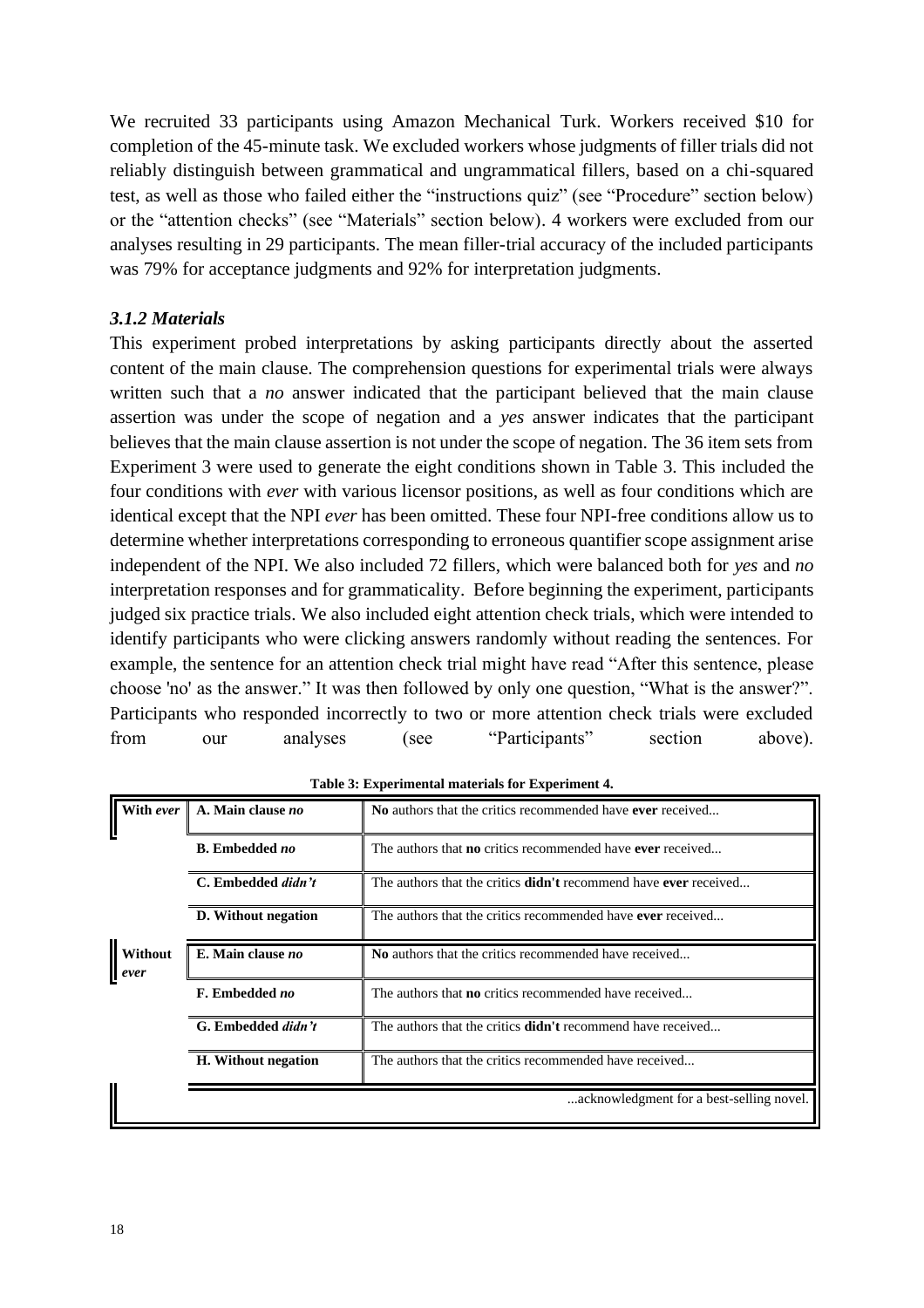We recruited 33 participants using Amazon Mechanical Turk. Workers received $10 for completion of the 45-minute task. We excluded workers whose judgments of filler trials did not reliably distinguish between grammatical and ungrammatical fillers, based on a chi-squared test, as well as those who failed either the "instructions quiz" (see "Procedure" section below) or the "attention checks" (see "Materials" section below). 4 workers were excluded from our analyses resulting in 29 participants. The mean filler-trial accuracy of the included participants was 79% for acceptance judgments and 92% for interpretation judgments.

### *3.1.2 Materials*

This experiment probed interpretations by asking participants directly about the asserted content of the main clause. The comprehension questions for experimental trials were always written such that a *no* answer indicated that the participant believed that the main clause assertion was under the scope of negation and a *yes* answer indicates that the participant believes that the main clause assertion is not under the scope of negation. The 36 item sets from Experiment 3 were used to generate the eight conditions shown in Table 3. This included the four conditions with *ever* with various licensor positions, as well as four conditions which are identical except that the NPI *ever* has been omitted. These four NPI-free conditions allow us to determine whether interpretations corresponding to erroneous quantifier scope assignment arise independent of the NPI. We also included 72 fillers, which were balanced both for *yes* and *no* interpretation responses and for grammaticality. Before beginning the experiment, participants judged six practice trials. We also included eight attention check trials, which were intended to identify participants who were clicking answers randomly without reading the sentences. For example, the sentence for an attention check trial might have read "After this sentence, please choose 'no' as the answer." It was then followed by only one question, "What is the answer?". Participants who responded incorrectly to two or more attention check trials were excluded from our analyses (see "Participants" section above).

**Table 3: Experimental materials for Experiment 4.**

| | | |
|---|---|---|
| **With *ever*** | **A. Main clause *no*** | **No** authors that the critics recommended have **ever** received... |
| | **B. Embedded *no*** | The authors that **no** critics recommended have **ever** received... |
| | **C. Embedded *didn't*** | The authors that the critics **didn't** recommend have **ever** received... |
| | **D. Without negation** | The authors that the critics recommended have **ever** received... |
| **Without *ever*** | **E. Main clause *no*** | **No** authors that the critics recommended have received... |
| | **F. Embedded *no*** | The authors that **no** critics recommended have received... |
| | **G. Embedded *didn't*** | The authors that the critics **didn't** recommend have received... |
| | **H. Without negation** | The authors that the critics recommended have received... |
| | | ...acknowledgment for a best-selling novel. |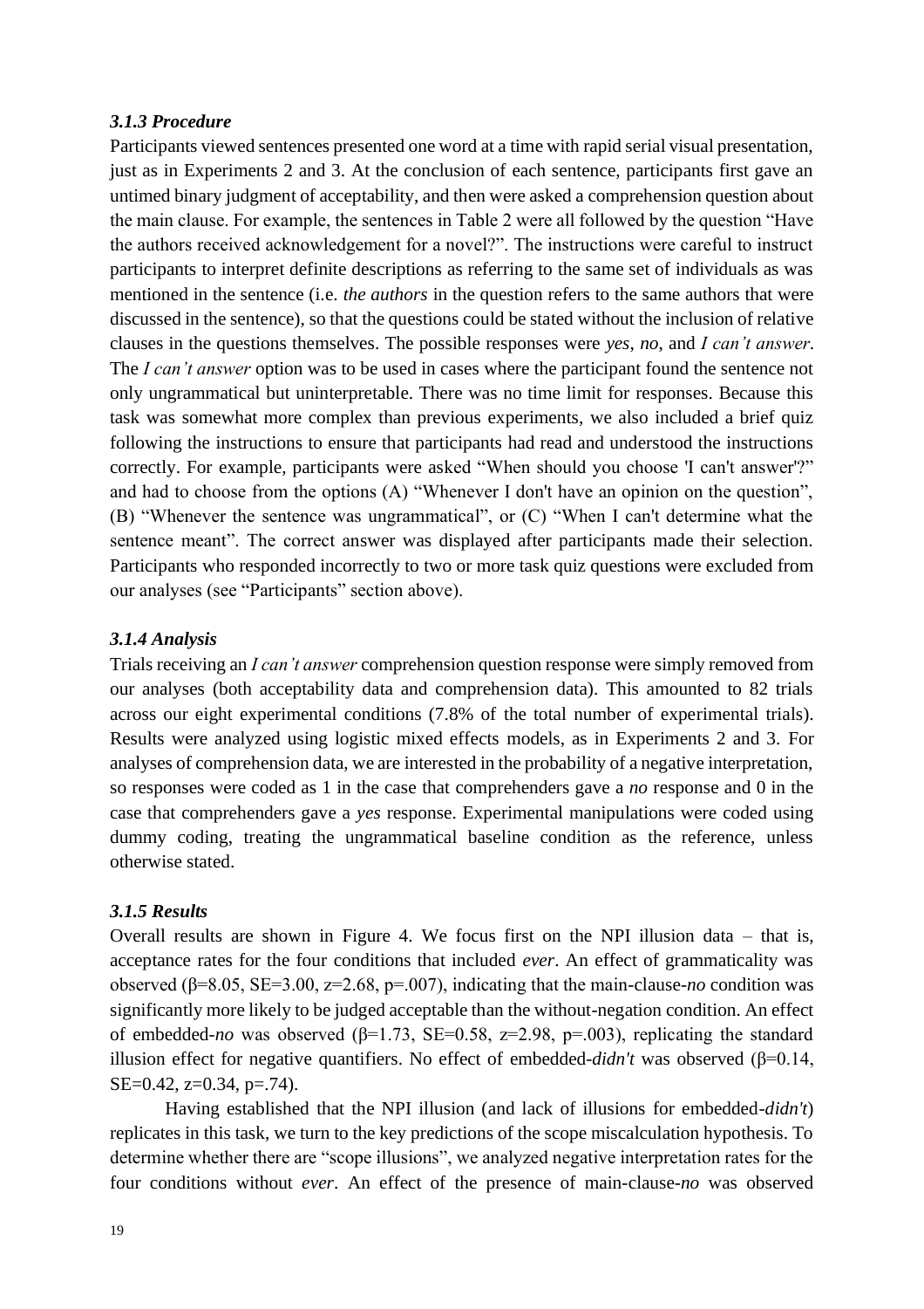### *3.1.3 Procedure*

Participants viewed sentences presented one word at a time with rapid serial visual presentation, just as in Experiments 2 and 3. At the conclusion of each sentence, participants first gave an untimed binary judgment of acceptability, and then were asked a comprehension question about the main clause. For example, the sentences in Table 2 were all followed by the question "Have the authors received acknowledgement for a novel?". The instructions were careful to instruct participants to interpret definite descriptions as referring to the same set of individuals as was mentioned in the sentence (i.e. *the authors* in the question refers to the same authors that were discussed in the sentence), so that the questions could be stated without the inclusion of relative clauses in the questions themselves. The possible responses were *yes*, *no*, and *I can't answer*. The *I can't answer* option was to be used in cases where the participant found the sentence not only ungrammatical but uninterpretable. There was no time limit for responses. Because this task was somewhat more complex than previous experiments, we also included a brief quiz following the instructions to ensure that participants had read and understood the instructions correctly. For example, participants were asked "When should you choose 'I can't answer'?" and had to choose from the options (A) "Whenever I don't have an opinion on the question", (B) "Whenever the sentence was ungrammatical", or (C) "When I can't determine what the sentence meant". The correct answer was displayed after participants made their selection. Participants who responded incorrectly to two or more task quiz questions were excluded from our analyses (see "Participants" section above).

### *3.1.4 Analysis*

Trials receiving an *I can't answer* comprehension question response were simply removed from our analyses (both acceptability data and comprehension data). This amounted to 82 trials across our eight experimental conditions (7.8% of the total number of experimental trials). Results were analyzed using logistic mixed effects models, as in Experiments 2 and 3. For analyses of comprehension data, we are interested in the probability of a negative interpretation, so responses were coded as 1 in the case that comprehenders gave a *no* response and 0 in the case that comprehenders gave a *yes* response. Experimental manipulations were coded using dummy coding, treating the ungrammatical baseline condition as the reference, unless otherwise stated.

### *3.1.5 Results*

Overall results are shown in Figure 4. We focus first on the NPI illusion data – that is, acceptance rates for the four conditions that included *ever*. An effect of grammaticality was observed ($\beta$=8.05, SE=3.00, z=2.68, p=.007), indicating that the main-clause-*no* condition was significantly more likely to be judged acceptable than the without-negation condition. An effect of embedded-*no* was observed ($\beta$=1.73, SE=0.58, z=2.98, p=.003), replicating the standard illusion effect for negative quantifiers. No effect of embedded-*didn't* was observed ($\beta$=0.14, SE=0.42, z=0.34, p=.74).

Having established that the NPI illusion (and lack of illusions for embedded-*didn't*) replicates in this task, we turn to the key predictions of the scope miscalculation hypothesis. To determine whether there are "scope illusions", we analyzed negative interpretation rates for the four conditions without *ever*. An effect of the presence of main-clause-*no* was observed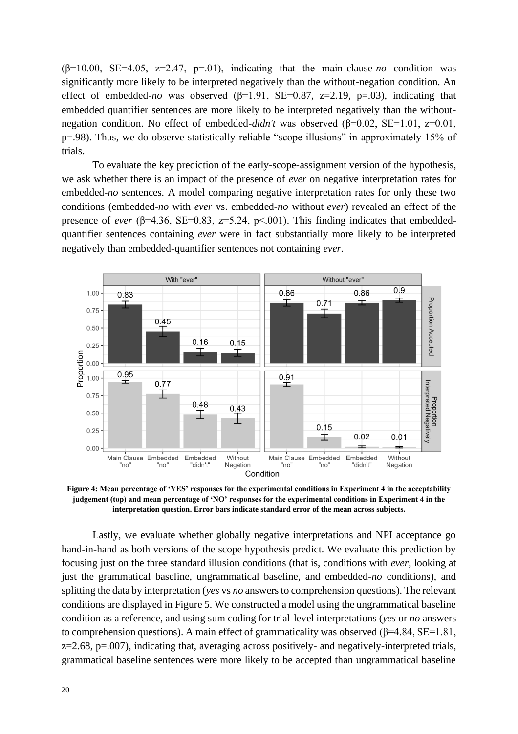($\beta$=10.00, SE=4.05, z=2.47, p=.01), indicating that the main-clause-*no* condition was significantly more likely to be interpreted negatively than the without-negation condition. An effect of embedded-*no* was observed ($\beta$=1.91, SE=0.87, z=2.19, p=.03), indicating that embedded quantifier sentences are more likely to be interpreted negatively than the without-negation condition. No effect of embedded-*didn't* was observed ($\beta$=0.02, SE=1.01, z=0.01, p=.98). Thus, we do observe statistically reliable "scope illusions" in approximately 15% of trials.

To evaluate the key prediction of the early-scope-assignment version of the hypothesis, we ask whether there is an impact of the presence of *ever* on negative interpretation rates for embedded-*no* sentences. A model comparing negative interpretation rates for only these two conditions (embedded-*no* with *ever* vs. embedded-*no* without *ever*) revealed an effect of the presence of *ever* ($\beta$=4.36, SE=0.83, z=5.24, p<.001). This finding indicates that embedded-quantifier sentences containing *ever* were in fact substantially more likely to be interpreted negatively than embedded-quantifier sentences not containing *ever*.

**Figure 4: Mean percentage of 'YES' responses for the experimental conditions in Experiment 4 in the acceptability judgement (top) and mean percentage of 'NO' responses for the experimental conditions in Experiment 4 in the interpretation question. Error bars indicate standard error of the mean across subjects.**

Lastly, we evaluate whether globally negative interpretations and NPI acceptance go hand-in-hand as both versions of the scope hypothesis predict. We evaluate this prediction by focusing just on the three standard illusion conditions (that is, conditions with *ever*, looking at just the grammatical baseline, ungrammatical baseline, and embedded-*no* conditions), and splitting the data by interpretation (*yes* vs *no* answers to comprehension questions). The relevant conditions are displayed in Figure 5. We constructed a model using the ungrammatical baseline condition as a reference, and using sum coding for trial-level interpretations (*yes* or *no* answers to comprehension questions). A main effect of grammaticality was observed ($\beta$=4.84, SE=1.81, z=2.68, p=.007), indicating that, averaging across positively- and negatively-interpreted trials, grammatical baseline sentences were more likely to be accepted than ungrammatical baseline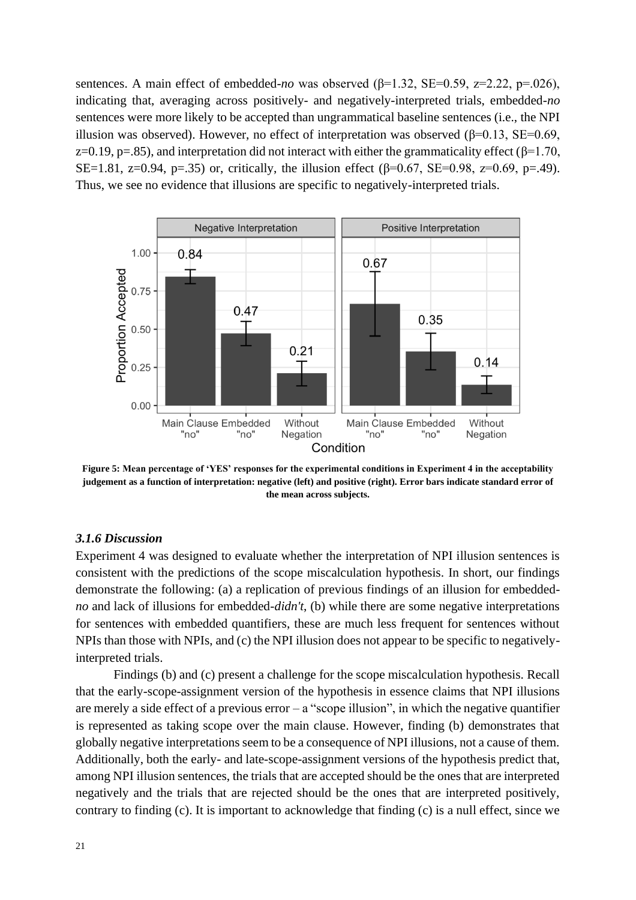sentences. A main effect of embedded-*no* was observed (β=1.32, SE=0.59, z=2.22, p=.026), indicating that, averaging across positively- and negatively-interpreted trials, embedded-*no* sentences were more likely to be accepted than ungrammatical baseline sentences (i.e., the NPI illusion was observed). However, no effect of interpretation was observed (β=0.13, SE=0.69, z=0.19, p=.85), and interpretation did not interact with either the grammaticality effect (β=1.70, SE=1.81, z=0.94, p=.35) or, critically, the illusion effect (β=0.67, SE=0.98, z=0.69, p=.49). Thus, we see no evidence that illusions are specific to negatively-interpreted trials.

**Figure 5: Mean percentage of 'YES' responses for the experimental conditions in Experiment 4 in the acceptability judgement as a function of interpretation: negative (left) and positive (right). Error bars indicate standard error of the mean across subjects.**

### *3.1.6 Discussion*

Experiment 4 was designed to evaluate whether the interpretation of NPI illusion sentences is consistent with the predictions of the scope miscalculation hypothesis. In short, our findings demonstrate the following: (a) a replication of previous findings of an illusion for embedded-*no* and lack of illusions for embedded-*didn't*, (b) while there are some negative interpretations for sentences with embedded quantifiers, these are much less frequent for sentences without NPIs than those with NPIs, and (c) the NPI illusion does not appear to be specific to negatively-interpreted trials.

Findings (b) and (c) present a challenge for the scope miscalculation hypothesis. Recall that the early-scope-assignment version of the hypothesis in essence claims that NPI illusions are merely a side effect of a previous error – a "scope illusion", in which the negative quantifier is represented as taking scope over the main clause. However, finding (b) demonstrates that globally negative interpretations seem to be a consequence of NPI illusions, not a cause of them. Additionally, both the early- and late-scope-assignment versions of the hypothesis predict that, among NPI illusion sentences, the trials that are accepted should be the ones that are interpreted negatively and the trials that are rejected should be the ones that are interpreted positively, contrary to finding (c). It is important to acknowledge that finding (c) is a null effect, since we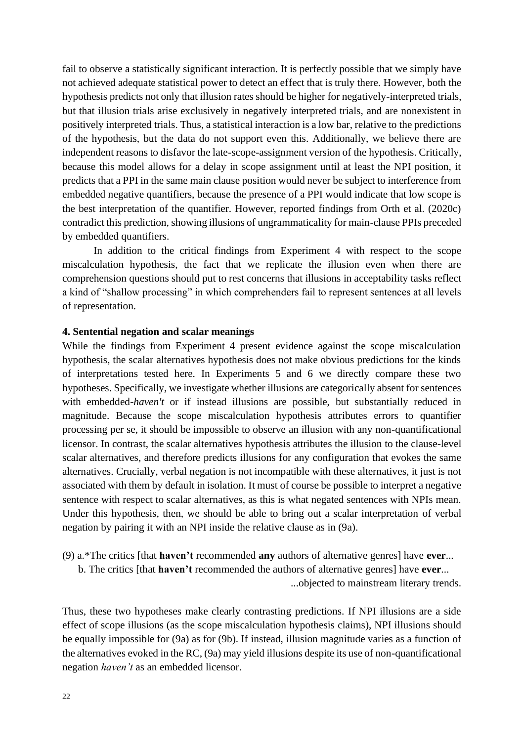fail to observe a statistically significant interaction. It is perfectly possible that we simply have not achieved adequate statistical power to detect an effect that is truly there. However, both the hypothesis predicts not only that illusion rates should be higher for negatively-interpreted trials, but that illusion trials arise exclusively in negatively interpreted trials, and are nonexistent in positively interpreted trials. Thus, a statistical interaction is a low bar, relative to the predictions of the hypothesis, but the data do not support even this. Additionally, we believe there are independent reasons to disfavor the late-scope-assignment version of the hypothesis. Critically, because this model allows for a delay in scope assignment until at least the NPI position, it predicts that a PPI in the same main clause position would never be subject to interference from embedded negative quantifiers, because the presence of a PPI would indicate that low scope is the best interpretation of the quantifier. However, reported findings from Orth et al. (2020c) contradict this prediction, showing illusions of ungrammaticality for main-clause PPIs preceded by embedded quantifiers.

In addition to the critical findings from Experiment 4 with respect to the scope miscalculation hypothesis, the fact that we replicate the illusion even when there are comprehension questions should put to rest concerns that illusions in acceptability tasks reflect a kind of "shallow processing" in which comprehenders fail to represent sentences at all levels of representation.

**4. Sentential negation and scalar meanings**

While the findings from Experiment 4 present evidence against the scope miscalculation hypothesis, the scalar alternatives hypothesis does not make obvious predictions for the kinds of interpretations tested here. In Experiments 5 and 6 we directly compare these two hypotheses. Specifically, we investigate whether illusions are categorically absent for sentences with embedded-*haven't* or if instead illusions are possible, but substantially reduced in magnitude. Because the scope miscalculation hypothesis attributes errors to quantifier processing per se, it should be impossible to observe an illusion with any non-quantificational licensor. In contrast, the scalar alternatives hypothesis attributes the illusion to the clause-level scalar alternatives, and therefore predicts illusions for any configuration that evokes the same alternatives. Crucially, verbal negation is not incompatible with these alternatives, it just is not associated with them by default in isolation. It must of course be possible to interpret a negative sentence with respect to scalar alternatives, as this is what negated sentences with NPIs mean. Under this hypothesis, then, we should be able to bring out a scalar interpretation of verbal negation by pairing it with an NPI inside the relative clause as in (9a).

(9) a.*The critics [that **haven't** recommended **any** authors of alternative genres] have **ever**...
b. The critics [that **haven't** recommended the authors of alternative genres] have **ever**...
...objected to mainstream literary trends.

Thus, these two hypotheses make clearly contrasting predictions. If NPI illusions are a side effect of scope illusions (as the scope miscalculation hypothesis claims), NPI illusions should be equally impossible for (9a) as for (9b). If instead, illusion magnitude varies as a function of the alternatives evoked in the RC, (9a) may yield illusions despite its use of non-quantificational negation *haven't* as an embedded licensor.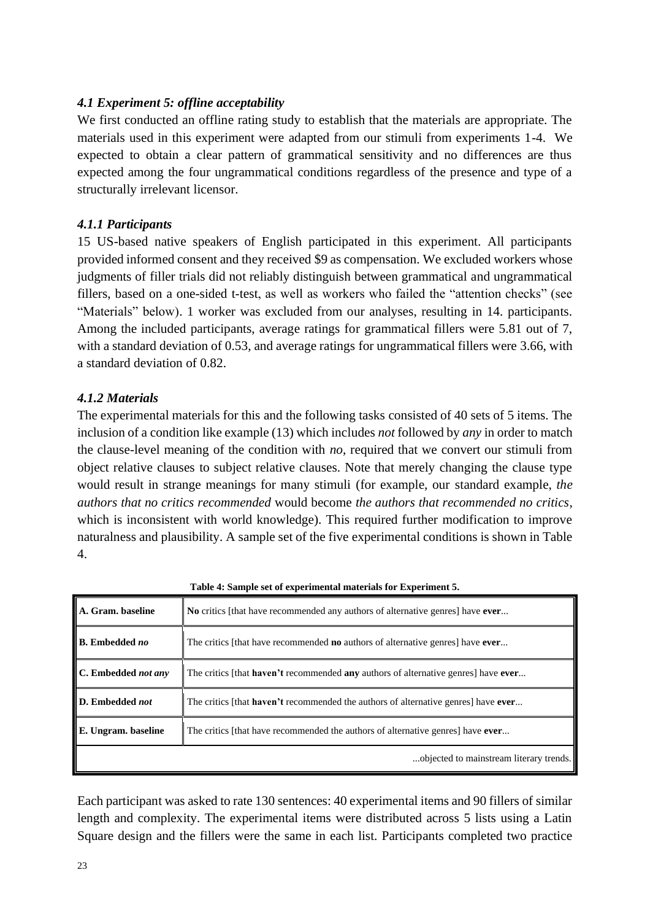### *4.1 Experiment 5: offline acceptability*

We first conducted an offline rating study to establish that the materials are appropriate. The materials used in this experiment were adapted from our stimuli from experiments 1-4. We expected to obtain a clear pattern of grammatical sensitivity and no differences are thus expected among the four ungrammatical conditions regardless of the presence and type of a structurally irrelevant licensor.

### *4.1.1 Participants*

15 US-based native speakers of English participated in this experiment. All participants provided informed consent and they received $9 as compensation. We excluded workers whose judgments of filler trials did not reliably distinguish between grammatical and ungrammatical fillers, based on a one-sided t-test, as well as workers who failed the "attention checks" (see "Materials" below). 1 worker was excluded from our analyses, resulting in 14. participants. Among the included participants, average ratings for grammatical fillers were 5.81 out of 7, with a standard deviation of 0.53, and average ratings for ungrammatical fillers were 3.66, with a standard deviation of 0.82.

### *4.1.2 Materials*

The experimental materials for this and the following tasks consisted of 40 sets of 5 items. The inclusion of a condition like example (13) which includes *not* followed by *any* in order to match the clause-level meaning of the condition with *no*, required that we convert our stimuli from object relative clauses to subject relative clauses. Note that merely changing the clause type would result in strange meanings for many stimuli (for example, our standard example, *the authors that no critics recommended* would become *the authors that recommended no critics*, which is inconsistent with world knowledge). This required further modification to improve naturalness and plausibility. A sample set of the five experimental conditions is shown in Table 4.

**Table 4: Sample set of experimental materials for Experiment 5.**

| | |
|---|---|
| **A. Gram. baseline** | **No** critics [that have recommended any authors of alternative genres] have **ever**... |
| **B. Embedded *no*** | The critics [that have recommended **no** authors of alternative genres] have **ever**... |
| **C. Embedded *not any*** | The critics [that **haven't** recommended **any** authors of alternative genres] have **ever**... |
| **D. Embedded *not*** | The critics [that **haven't** recommended the authors of alternative genres] have **ever**... |
| **E. Ungram. baseline** | The critics [that have recommended the authors of alternative genres] have **ever**... |
| | ...objected to mainstream literary trends. |

Each participant was asked to rate 130 sentences: 40 experimental items and 90 fillers of similar length and complexity. The experimental items were distributed across 5 lists using a Latin Square design and the fillers were the same in each list. Participants completed two practice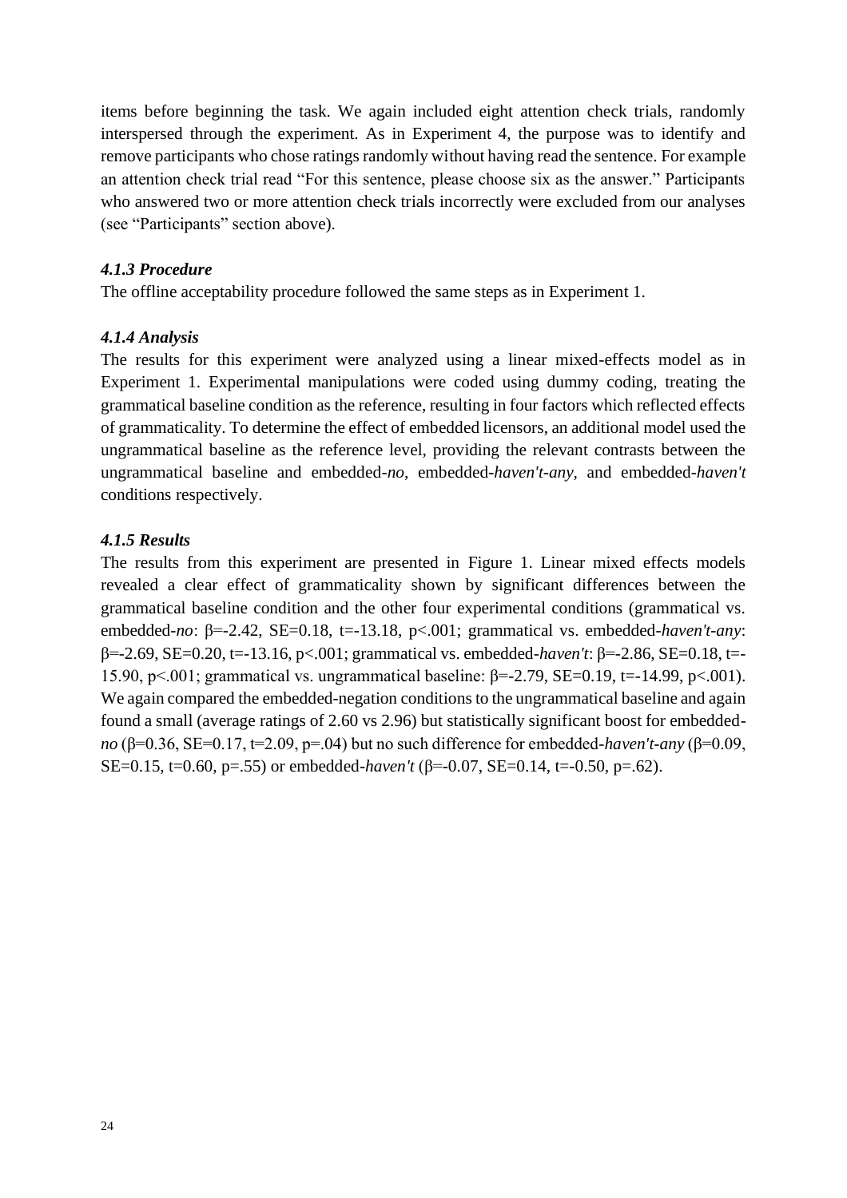items before beginning the task. We again included eight attention check trials, randomly interspersed through the experiment. As in Experiment 4, the purpose was to identify and remove participants who chose ratings randomly without having read the sentence. For example an attention check trial read "For this sentence, please choose six as the answer." Participants who answered two or more attention check trials incorrectly were excluded from our analyses (see "Participants" section above).

### *4.1.3 Procedure*

The offline acceptability procedure followed the same steps as in Experiment 1.

### *4.1.4 Analysis*

The results for this experiment were analyzed using a linear mixed-effects model as in Experiment 1. Experimental manipulations were coded using dummy coding, treating the grammatical baseline condition as the reference, resulting in four factors which reflected effects of grammaticality. To determine the effect of embedded licensors, an additional model used the ungrammatical baseline as the reference level, providing the relevant contrasts between the ungrammatical baseline and embedded-*no*, embedded-*haven't-any*, and embedded-*haven't* conditions respectively.

### *4.1.5 Results*

The results from this experiment are presented in Figure 1. Linear mixed effects models revealed a clear effect of grammaticality shown by significant differences between the grammatical baseline condition and the other four experimental conditions (grammatical vs. embedded-*no*: $\beta$=-2.42, SE=0.18, t=-13.18, p<.001; grammatical vs. embedded-*haven't-any*: $\beta$=-2.69, SE=0.20, t=-13.16, p<.001; grammatical vs. embedded-*haven't*: $\beta$=-2.86, SE=0.18, t=-15.90, p<.001; grammatical vs. ungrammatical baseline: $\beta$=-2.79, SE=0.19, t=-14.99, p<.001). We again compared the embedded-negation conditions to the ungrammatical baseline and again found a small (average ratings of 2.60 vs 2.96) but statistically significant boost for embedded-*no* ($\beta$=0.36, SE=0.17, t=2.09, p=.04) but no such difference for embedded-*haven't-any* ($\beta$=0.09, SE=0.15, t=0.60, p=.55) or embedded-*haven't* ($\beta$=-0.07, SE=0.14, t=-0.50, p=.62).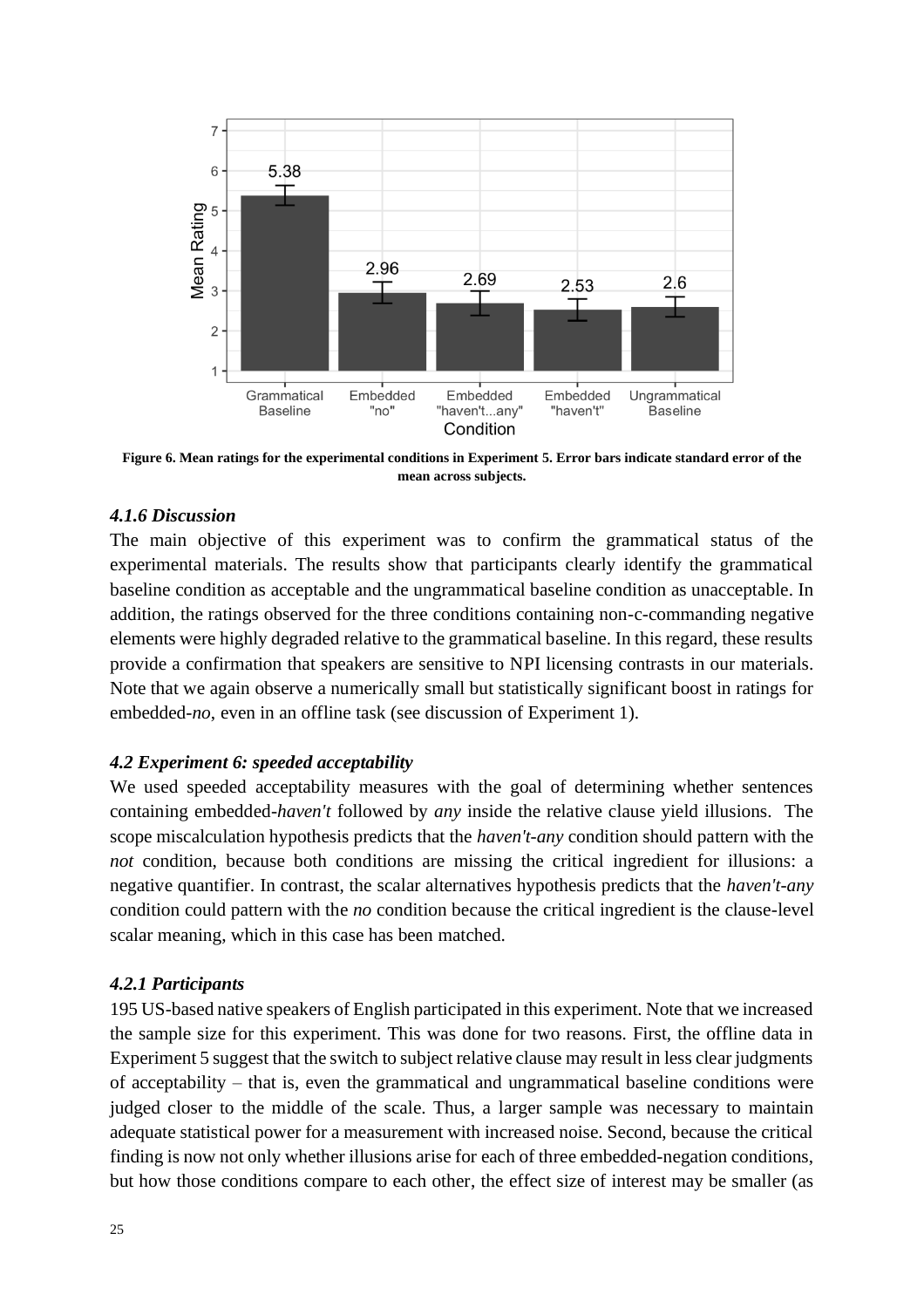**Figure 6. Mean ratings for the experimental conditions in Experiment 5. Error bars indicate standard error of the mean across subjects.**

### *4.1.6 Discussion*

The main objective of this experiment was to confirm the grammatical status of the experimental materials. The results show that participants clearly identify the grammatical baseline condition as acceptable and the ungrammatical baseline condition as unacceptable. In addition, the ratings observed for the three conditions containing non-c-commanding negative elements were highly degraded relative to the grammatical baseline. In this regard, these results provide a confirmation that speakers are sensitive to NPI licensing contrasts in our materials. Note that we again observe a numerically small but statistically significant boost in ratings for embedded-*no*, even in an offline task (see discussion of Experiment 1).

### *4.2 Experiment 6: speeded acceptability*

We used speeded acceptability measures with the goal of determining whether sentences containing embedded-*haven't* followed by *any* inside the relative clause yield illusions. The scope miscalculation hypothesis predicts that the *haven't-any* condition should pattern with the *not* condition, because both conditions are missing the critical ingredient for illusions: a negative quantifier. In contrast, the scalar alternatives hypothesis predicts that the *haven't-any* condition could pattern with the *no* condition because the critical ingredient is the clause-level scalar meaning, which in this case has been matched.

### *4.2.1 Participants*

195 US-based native speakers of English participated in this experiment. Note that we increased the sample size for this experiment. This was done for two reasons. First, the offline data in Experiment 5 suggest that the switch to subject relative clause may result in less clear judgments of acceptability – that is, even the grammatical and ungrammatical baseline conditions were judged closer to the middle of the scale. Thus, a larger sample was necessary to maintain adequate statistical power for a measurement with increased noise. Second, because the critical finding is now not only whether illusions arise for each of three embedded-negation conditions, but how those conditions compare to each other, the effect size of interest may be smaller (as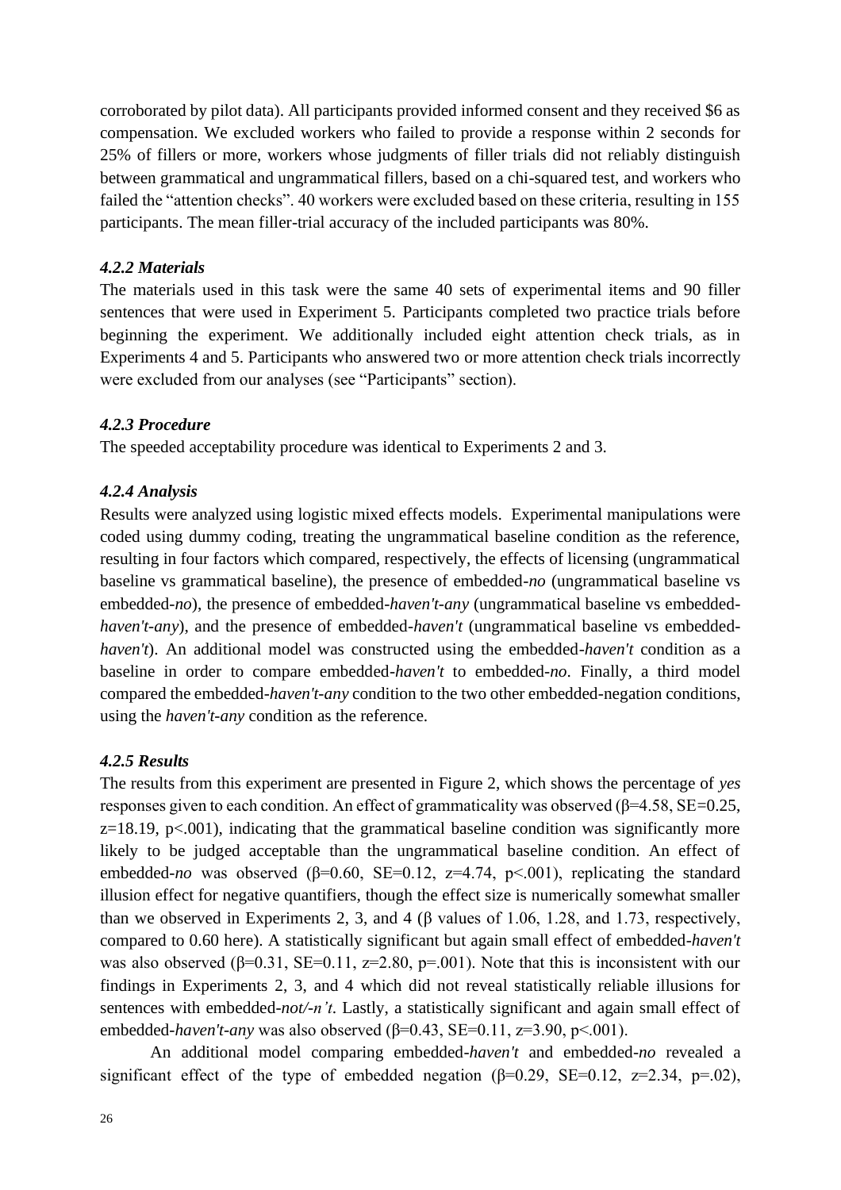corroborated by pilot data). All participants provided informed consent and they received $6 as compensation. We excluded workers who failed to provide a response within 2 seconds for 25% of fillers or more, workers whose judgments of filler trials did not reliably distinguish between grammatical and ungrammatical fillers, based on a chi-squared test, and workers who failed the "attention checks". 40 workers were excluded based on these criteria, resulting in 155 participants. The mean filler-trial accuracy of the included participants was 80%.

#### *4.2.2 Materials*

The materials used in this task were the same 40 sets of experimental items and 90 filler sentences that were used in Experiment 5. Participants completed two practice trials before beginning the experiment. We additionally included eight attention check trials, as in Experiments 4 and 5. Participants who answered two or more attention check trials incorrectly were excluded from our analyses (see "Participants" section).

#### *4.2.3 Procedure*

The speeded acceptability procedure was identical to Experiments 2 and 3.

#### *4.2.4 Analysis*

Results were analyzed using logistic mixed effects models. Experimental manipulations were coded using dummy coding, treating the ungrammatical baseline condition as the reference, resulting in four factors which compared, respectively, the effects of licensing (ungrammatical baseline vs grammatical baseline), the presence of embedded-*no* (ungrammatical baseline vs embedded-*no*), the presence of embedded-*haven't-any* (ungrammatical baseline vs embedded-*haven't-any*), and the presence of embedded-*haven't* (ungrammatical baseline vs embedded-*haven't*). An additional model was constructed using the embedded-*haven't* condition as a baseline in order to compare embedded-*haven't* to embedded-*no*. Finally, a third model compared the embedded-*haven't-any* condition to the two other embedded-negation conditions, using the *haven't-any* condition as the reference.

#### *4.2.5 Results*

The results from this experiment are presented in Figure 2, which shows the percentage of *yes* responses given to each condition. An effect of grammaticality was observed ($\beta$=4.58, SE=0.25, z=18.19, p<.001), indicating that the grammatical baseline condition was significantly more likely to be judged acceptable than the ungrammatical baseline condition. An effect of embedded-*no* was observed ($\beta$=0.60, SE=0.12, z=4.74, p<.001), replicating the standard illusion effect for negative quantifiers, though the effect size is numerically somewhat smaller than we observed in Experiments 2, 3, and 4 ($\beta$ values of 1.06, 1.28, and 1.73, respectively, compared to 0.60 here). A statistically significant but again small effect of embedded-*haven't* was also observed ($\beta$=0.31, SE=0.11, z=2.80, p=.001). Note that this is inconsistent with our findings in Experiments 2, 3, and 4 which did not reveal statistically reliable illusions for sentences with embedded-*not/-n't*. Lastly, a statistically significant and again small effect of embedded-*haven't-any* was also observed ($\beta$=0.43, SE=0.11, z=3.90, p<.001).

An additional model comparing embedded-*haven't* and embedded-*no* revealed a significant effect of the type of embedded negation ($\beta$=0.29, SE=0.12, z=2.34, p=.02),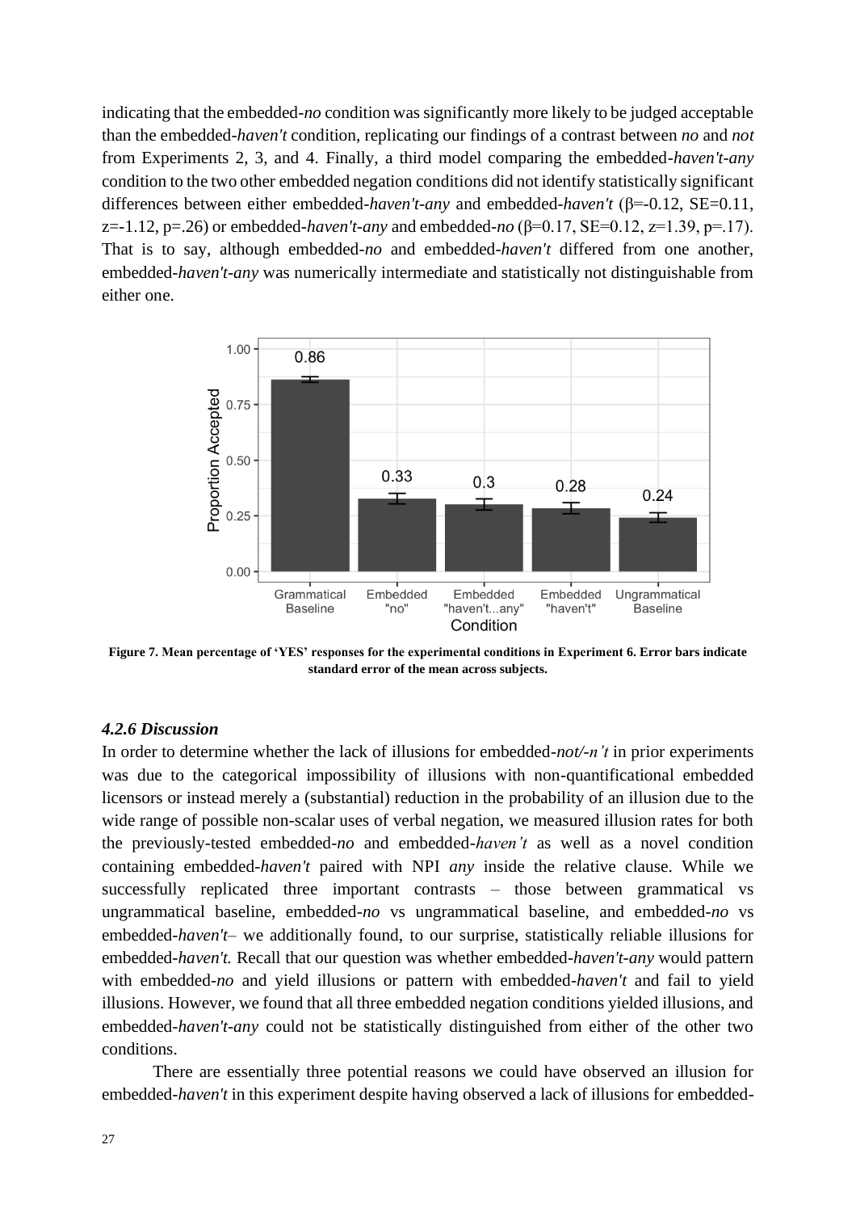indicating that the embedded-*no* condition was significantly more likely to be judged acceptable than the embedded-*haven't* condition, replicating our findings of a contrast between *no* and *not* from Experiments 2, 3, and 4. Finally, a third model comparing the embedded-*haven't-any* condition to the two other embedded negation conditions did not identify statistically significant differences between either embedded-*haven't-any* and embedded-*haven't* ($\beta$=-0.12, SE=0.11, z=-1.12, p=.26) or embedded-*haven't-any* and embedded-*no* ($\beta$=0.17, SE=0.12, z=1.39, p=.17). That is to say, although embedded-*no* and embedded-*haven't* differed from one another, embedded-*haven't-any* was numerically intermediate and statistically not distinguishable from either one.

**Figure 7. Mean percentage of 'YES' responses for the experimental conditions in Experiment 6. Error bars indicate standard error of the mean across subjects.**

#### *4.2.6 Discussion*

In order to determine whether the lack of illusions for embedded-*not/-n't* in prior experiments was due to the categorical impossibility of illusions with non-quantificational embedded licensors or instead merely a (substantial) reduction in the probability of an illusion due to the wide range of possible non-scalar uses of verbal negation, we measured illusion rates for both the previously-tested embedded-*no* and embedded-*haven't* as well as a novel condition containing embedded-*haven't* paired with NPI *any* inside the relative clause. While we successfully replicated three important contrasts – those between grammatical vs ungrammatical baseline, embedded-*no* vs ungrammatical baseline, and embedded-*no* vs embedded-*haven't*– we additionally found, to our surprise, statistically reliable illusions for embedded-*haven't.* Recall that our question was whether embedded-*haven't-any* would pattern with embedded-*no* and yield illusions or pattern with embedded-*haven't* and fail to yield illusions. However, we found that all three embedded negation conditions yielded illusions, and embedded-*haven't-any* could not be statistically distinguished from either of the other two conditions.

There are essentially three potential reasons we could have observed an illusion for embedded-*haven't* in this experiment despite having observed a lack of illusions for embedded-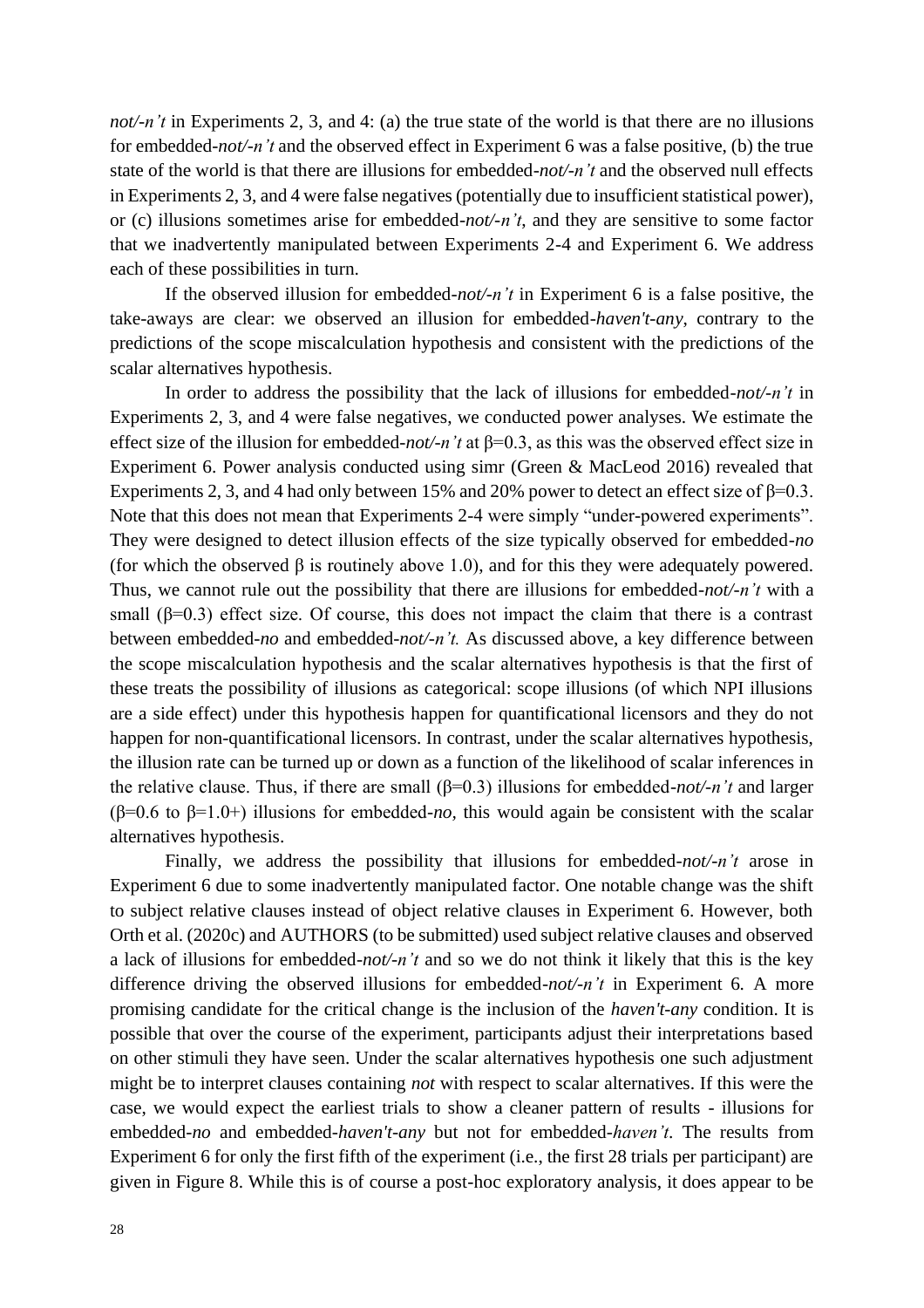*not/-n't* in Experiments 2, 3, and 4: (a) the true state of the world is that there are no illusions for embedded-*not/-n't* and the observed effect in Experiment 6 was a false positive, (b) the true state of the world is that there are illusions for embedded-*not/-n't* and the observed null effects in Experiments 2, 3, and 4 were false negatives (potentially due to insufficient statistical power), or (c) illusions sometimes arise for embedded-*not/-n't*, and they are sensitive to some factor that we inadvertently manipulated between Experiments 2-4 and Experiment 6. We address each of these possibilities in turn.

If the observed illusion for embedded-*not/-n't* in Experiment 6 is a false positive, the take-aways are clear: we observed an illusion for embedded-*haven't-any*, contrary to the predictions of the scope miscalculation hypothesis and consistent with the predictions of the scalar alternatives hypothesis.

In order to address the possibility that the lack of illusions for embedded-*not/-n't* in Experiments 2, 3, and 4 were false negatives, we conducted power analyses. We estimate the effect size of the illusion for embedded-*not/-n't* at $\beta=0.3$, as this was the observed effect size in Experiment 6. Power analysis conducted using simr (Green & MacLeod 2016) revealed that Experiments 2, 3, and 4 had only between 15% and 20% power to detect an effect size of $\beta=0.3$. Note that this does not mean that Experiments 2-4 were simply "under-powered experiments". They were designed to detect illusion effects of the size typically observed for embedded-*no* (for which the observed $\beta$ is routinely above 1.0), and for this they were adequately powered. Thus, we cannot rule out the possibility that there are illusions for embedded-*not/-n't* with a small ($\beta=0.3$) effect size. Of course, this does not impact the claim that there is a contrast between embedded-*no* and embedded-*not/-n't.* As discussed above, a key difference between the scope miscalculation hypothesis and the scalar alternatives hypothesis is that the first of these treats the possibility of illusions as categorical: scope illusions (of which NPI illusions are a side effect) under this hypothesis happen for quantificational licensors and they do not happen for non-quantificational licensors. In contrast, under the scalar alternatives hypothesis, the illusion rate can be turned up or down as a function of the likelihood of scalar inferences in the relative clause. Thus, if there are small ($\beta=0.3$) illusions for embedded-*not/-n't* and larger ($\beta=0.6$ to $\beta=1.0$+) illusions for embedded-*no,* this would again be consistent with the scalar alternatives hypothesis.

Finally, we address the possibility that illusions for embedded-*not/-n't* arose in Experiment 6 due to some inadvertently manipulated factor. One notable change was the shift to subject relative clauses instead of object relative clauses in Experiment 6. However, both Orth et al. (2020c) and AUTHORS (to be submitted) used subject relative clauses and observed a lack of illusions for embedded-*not/-n't* and so we do not think it likely that this is the key difference driving the observed illusions for embedded-*not/-n't* in Experiment 6*.* A more promising candidate for the critical change is the inclusion of the *haven't-any* condition. It is possible that over the course of the experiment, participants adjust their interpretations based on other stimuli they have seen. Under the scalar alternatives hypothesis one such adjustment might be to interpret clauses containing *not* with respect to scalar alternatives. If this were the case, we would expect the earliest trials to show a cleaner pattern of results - illusions for embedded-*no* and embedded-*haven't-any* but not for embedded-*haven't*. The results from Experiment 6 for only the first fifth of the experiment (i.e., the first 28 trials per participant) are given in Figure 8. While this is of course a post-hoc exploratory analysis, it does appear to be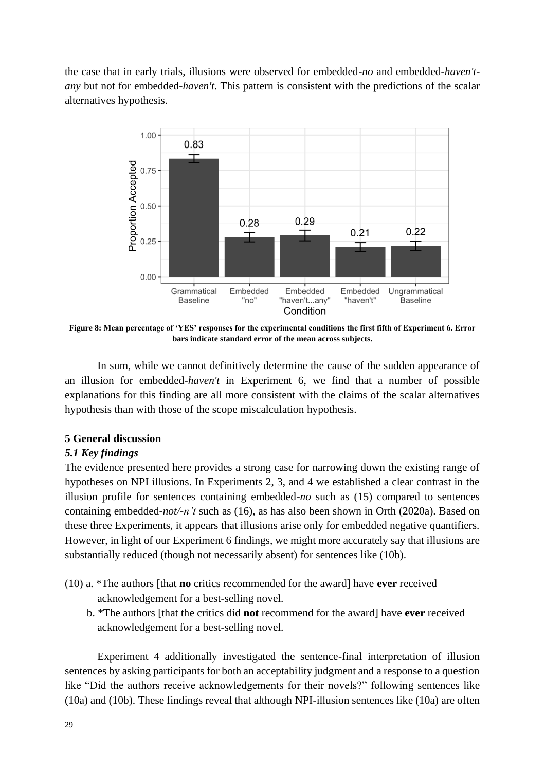the case that in early trials, illusions were observed for embedded-*no* and embedded-*haven't-any* but not for embedded-*haven't*. This pattern is consistent with the predictions of the scalar alternatives hypothesis.

**Figure 8: Mean percentage of 'YES' responses for the experimental conditions the first fifth of Experiment 6. Error bars indicate standard error of the mean across subjects.**

In sum, while we cannot definitively determine the cause of the sudden appearance of an illusion for embedded-*haven't* in Experiment 6, we find that a number of possible explanations for this finding are all more consistent with the claims of the scalar alternatives hypothesis than with those of the scope miscalculation hypothesis.

## 5 General discussion

### *5.1 Key findings*

The evidence presented here provides a strong case for narrowing down the existing range of hypotheses on NPI illusions. In Experiments 2, 3, and 4 we established a clear contrast in the illusion profile for sentences containing embedded-*no* such as (15) compared to sentences containing embedded-*not/-n't* such as (16), as has also been shown in Orth (2020a). Based on these three Experiments, it appears that illusions arise only for embedded negative quantifiers. However, in light of our Experiment 6 findings, we might more accurately say that illusions are substantially reduced (though not necessarily absent) for sentences like (10b).

(10) a. *The authors [that **no** critics recommended for the award] have **ever** received acknowledgement for a best-selling novel.

b. *The authors [that the critics did **not** recommend for the award] have **ever** received acknowledgement for a best-selling novel.

Experiment 4 additionally investigated the sentence-final interpretation of illusion sentences by asking participants for both an acceptability judgment and a response to a question like "Did the authors receive acknowledgements for their novels?" following sentences like (10a) and (10b). These findings reveal that although NPI-illusion sentences like (10a) are often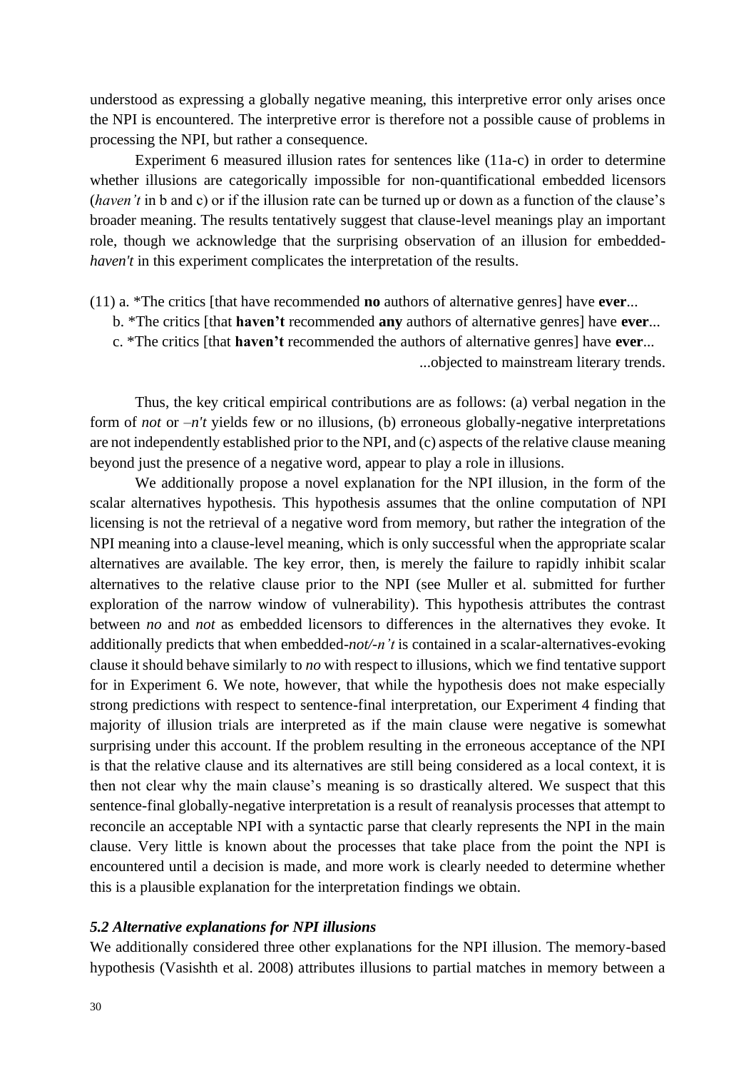understood as expressing a globally negative meaning, this interpretive error only arises once the NPI is encountered. The interpretive error is therefore not a possible cause of problems in processing the NPI, but rather a consequence.

Experiment 6 measured illusion rates for sentences like (11a-c) in order to determine whether illusions are categorically impossible for non-quantificational embedded licensors (*haven't* in b and c) or if the illusion rate can be turned up or down as a function of the clause's broader meaning. The results tentatively suggest that clause-level meanings play an important role, though we acknowledge that the surprising observation of an illusion for embedded-*haven't* in this experiment complicates the interpretation of the results.

(11) a. *The critics [that have recommended **no** authors of alternative genres] have **ever**...
b. *The critics [that **haven't** recommended **any** authors of alternative genres] have **ever**...
c. *The critics [that **haven't** recommended the authors of alternative genres] have **ever**...
...objected to mainstream literary trends.

Thus, the key critical empirical contributions are as follows: (a) verbal negation in the form of *not* or *–n't* yields few or no illusions, (b) erroneous globally-negative interpretations are not independently established prior to the NPI, and (c) aspects of the relative clause meaning beyond just the presence of a negative word, appear to play a role in illusions.

We additionally propose a novel explanation for the NPI illusion, in the form of the scalar alternatives hypothesis. This hypothesis assumes that the online computation of NPI licensing is not the retrieval of a negative word from memory, but rather the integration of the NPI meaning into a clause-level meaning, which is only successful when the appropriate scalar alternatives are available. The key error, then, is merely the failure to rapidly inhibit scalar alternatives to the relative clause prior to the NPI (see Muller et al. submitted for further exploration of the narrow window of vulnerability). This hypothesis attributes the contrast between *no* and *not* as embedded licensors to differences in the alternatives they evoke. It additionally predicts that when embedded-*not/-n't* is contained in a scalar-alternatives-evoking clause it should behave similarly to *no* with respect to illusions, which we find tentative support for in Experiment 6. We note, however, that while the hypothesis does not make especially strong predictions with respect to sentence-final interpretation, our Experiment 4 finding that majority of illusion trials are interpreted as if the main clause were negative is somewhat surprising under this account. If the problem resulting in the erroneous acceptance of the NPI is that the relative clause and its alternatives are still being considered as a local context, it is then not clear why the main clause's meaning is so drastically altered. We suspect that this sentence-final globally-negative interpretation is a result of reanalysis processes that attempt to reconcile an acceptable NPI with a syntactic parse that clearly represents the NPI in the main clause. Very little is known about the processes that take place from the point the NPI is encountered until a decision is made, and more work is clearly needed to determine whether this is a plausible explanation for the interpretation findings we obtain.

### *5.2 Alternative explanations for NPI illusions*

We additionally considered three other explanations for the NPI illusion. The memory-based hypothesis (Vasishth et al. 2008) attributes illusions to partial matches in memory between a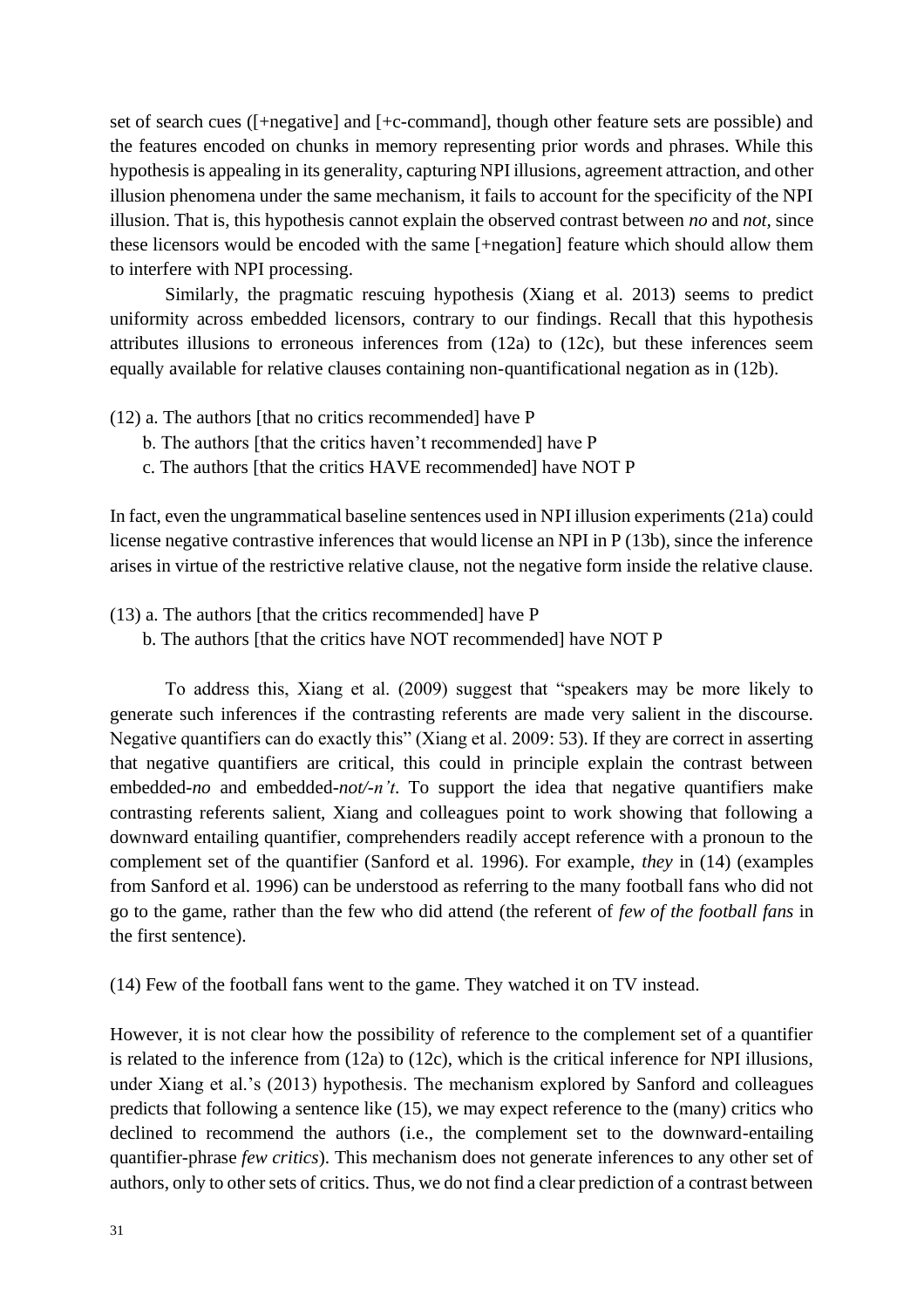set of search cues ([+negative] and [+c-command], though other feature sets are possible) and the features encoded on chunks in memory representing prior words and phrases. While this hypothesis is appealing in its generality, capturing NPI illusions, agreement attraction, and other illusion phenomena under the same mechanism, it fails to account for the specificity of the NPI illusion. That is, this hypothesis cannot explain the observed contrast between *no* and *not*, since these licensors would be encoded with the same [+negation] feature which should allow them to interfere with NPI processing.

Similarly, the pragmatic rescuing hypothesis (Xiang et al. 2013) seems to predict uniformity across embedded licensors, contrary to our findings. Recall that this hypothesis attributes illusions to erroneous inferences from (12a) to (12c), but these inferences seem equally available for relative clauses containing non-quantificational negation as in (12b).

(12) a. The authors [that no critics recommended] have P
     b. The authors [that the critics haven't recommended] have P
     c. The authors [that the critics HAVE recommended] have NOT P

In fact, even the ungrammatical baseline sentences used in NPI illusion experiments (21a) could license negative contrastive inferences that would license an NPI in P (13b), since the inference arises in virtue of the restrictive relative clause, not the negative form inside the relative clause.

(13) a. The authors [that the critics recommended] have P
     b. The authors [that the critics have NOT recommended] have NOT P

To address this, Xiang et al. (2009) suggest that "speakers may be more likely to generate such inferences if the contrasting referents are made very salient in the discourse. Negative quantifiers can do exactly this" (Xiang et al. 2009: 53). If they are correct in asserting that negative quantifiers are critical, this could in principle explain the contrast between embedded-*no* and embedded-*not/-n't*. To support the idea that negative quantifiers make contrasting referents salient, Xiang and colleagues point to work showing that following a downward entailing quantifier, comprehenders readily accept reference with a pronoun to the complement set of the quantifier (Sanford et al. 1996). For example, *they* in (14) (examples from Sanford et al. 1996) can be understood as referring to the many football fans who did not go to the game, rather than the few who did attend (the referent of *few of the football fans* in the first sentence).

(14) Few of the football fans went to the game. They watched it on TV instead.

However, it is not clear how the possibility of reference to the complement set of a quantifier is related to the inference from (12a) to (12c), which is the critical inference for NPI illusions, under Xiang et al.'s (2013) hypothesis. The mechanism explored by Sanford and colleagues predicts that following a sentence like (15), we may expect reference to the (many) critics who declined to recommend the authors (i.e., the complement set to the downward-entailing quantifier-phrase *few critics*). This mechanism does not generate inferences to any other set of authors, only to other sets of critics. Thus, we do not find a clear prediction of a contrast between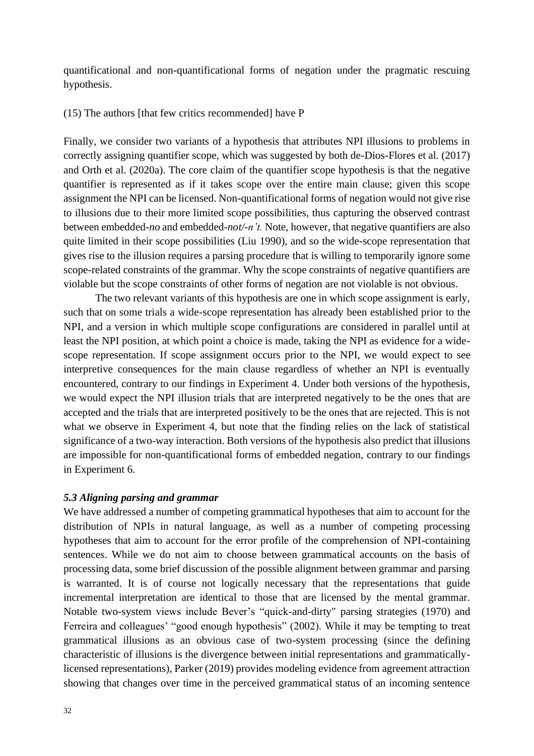quantificational and non-quantificational forms of negation under the pragmatic rescuing hypothesis.

(15) The authors [that few critics recommended] have P

Finally, we consider two variants of a hypothesis that attributes NPI illusions to problems in correctly assigning quantifier scope, which was suggested by both de-Dios-Flores et al. (2017) and Orth et al. (2020a). The core claim of the quantifier scope hypothesis is that the negative quantifier is represented as if it takes scope over the entire main clause; given this scope assignment the NPI can be licensed. Non-quantificational forms of negation would not give rise to illusions due to their more limited scope possibilities, thus capturing the observed contrast between embedded-*no* and embedded-*not/-n't.* Note, however, that negative quantifiers are also quite limited in their scope possibilities (Liu 1990), and so the wide-scope representation that gives rise to the illusion requires a parsing procedure that is willing to temporarily ignore some scope-related constraints of the grammar. Why the scope constraints of negative quantifiers are violable but the scope constraints of other forms of negation are not violable is not obvious.

The two relevant variants of this hypothesis are one in which scope assignment is early, such that on some trials a wide-scope representation has already been established prior to the NPI, and a version in which multiple scope configurations are considered in parallel until at least the NPI position, at which point a choice is made, taking the NPI as evidence for a wide-scope representation. If scope assignment occurs prior to the NPI, we would expect to see interpretive consequences for the main clause regardless of whether an NPI is eventually encountered, contrary to our findings in Experiment 4. Under both versions of the hypothesis, we would expect the NPI illusion trials that are interpreted negatively to be the ones that are accepted and the trials that are interpreted positively to be the ones that are rejected. This is not what we observe in Experiment 4, but note that the finding relies on the lack of statistical significance of a two-way interaction. Both versions of the hypothesis also predict that illusions are impossible for non-quantificational forms of embedded negation, contrary to our findings in Experiment 6.

### *5.3 Aligning parsing and grammar*

We have addressed a number of competing grammatical hypotheses that aim to account for the distribution of NPIs in natural language, as well as a number of competing processing hypotheses that aim to account for the error profile of the comprehension of NPI-containing sentences. While we do not aim to choose between grammatical accounts on the basis of processing data, some brief discussion of the possible alignment between grammar and parsing is warranted. It is of course not logically necessary that the representations that guide incremental interpretation are identical to those that are licensed by the mental grammar. Notable two-system views include Bever's "quick-and-dirty" parsing strategies (1970) and Ferreira and colleagues' "good enough hypothesis" (2002). While it may be tempting to treat grammatical illusions as an obvious case of two-system processing (since the defining characteristic of illusions is the divergence between initial representations and grammatically-licensed representations), Parker (2019) provides modeling evidence from agreement attraction showing that changes over time in the perceived grammatical status of an incoming sentence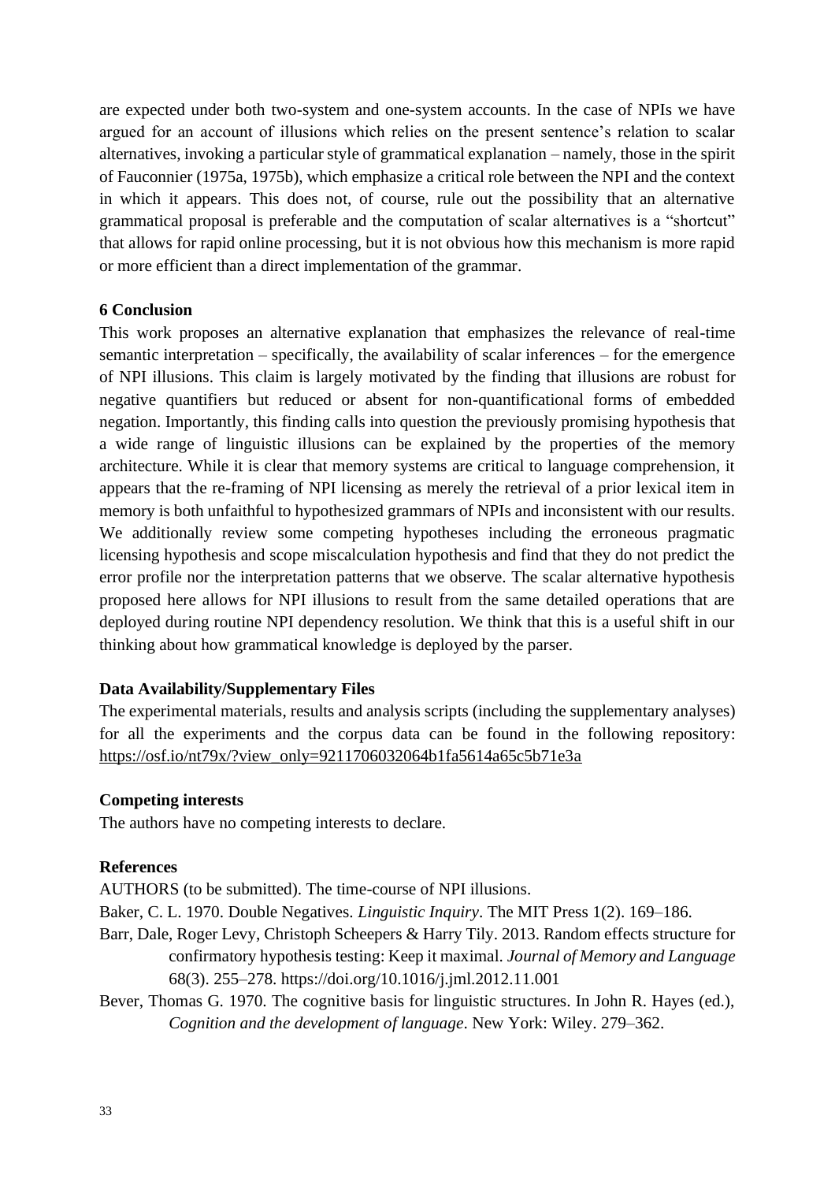are expected under both two-system and one-system accounts. In the case of NPIs we have argued for an account of illusions which relies on the present sentence's relation to scalar alternatives, invoking a particular style of grammatical explanation – namely, those in the spirit of Fauconnier (1975a, 1975b), which emphasize a critical role between the NPI and the context in which it appears. This does not, of course, rule out the possibility that an alternative grammatical proposal is preferable and the computation of scalar alternatives is a "shortcut" that allows for rapid online processing, but it is not obvious how this mechanism is more rapid or more efficient than a direct implementation of the grammar.

## 6 Conclusion

This work proposes an alternative explanation that emphasizes the relevance of real-time semantic interpretation – specifically, the availability of scalar inferences – for the emergence of NPI illusions. This claim is largely motivated by the finding that illusions are robust for negative quantifiers but reduced or absent for non-quantificational forms of embedded negation. Importantly, this finding calls into question the previously promising hypothesis that a wide range of linguistic illusions can be explained by the properties of the memory architecture. While it is clear that memory systems are critical to language comprehension, it appears that the re-framing of NPI licensing as merely the retrieval of a prior lexical item in memory is both unfaithful to hypothesized grammars of NPIs and inconsistent with our results. We additionally review some competing hypotheses including the erroneous pragmatic licensing hypothesis and scope miscalculation hypothesis and find that they do not predict the error profile nor the interpretation patterns that we observe. The scalar alternative hypothesis proposed here allows for NPI illusions to result from the same detailed operations that are deployed during routine NPI dependency resolution. We think that this is a useful shift in our thinking about how grammatical knowledge is deployed by the parser.

## Data Availability/Supplementary Files

The experimental materials, results and analysis scripts (including the supplementary analyses) for all the experiments and the corpus data can be found in the following repository: https://osf.io/nt79x/?view_only=9211706032064b1fa5614a65c5b71e3a

## Competing interests

The authors have no competing interests to declare.

## References

AUTHORS (to be submitted). The time-course of NPI illusions.

Baker, C. L. 1970. Double Negatives. *Linguistic Inquiry*. The MIT Press 1(2). 169–186.

Barr, Dale, Roger Levy, Christoph Scheepers & Harry Tily. 2013. Random effects structure for confirmatory hypothesis testing: Keep it maximal. *Journal of Memory and Language* 68(3). 255–278. https://doi.org/10.1016/j.jml.2012.11.001

Bever, Thomas G. 1970. The cognitive basis for linguistic structures. In John R. Hayes (ed.), *Cognition and the development of language*. New York: Wiley. 279–362.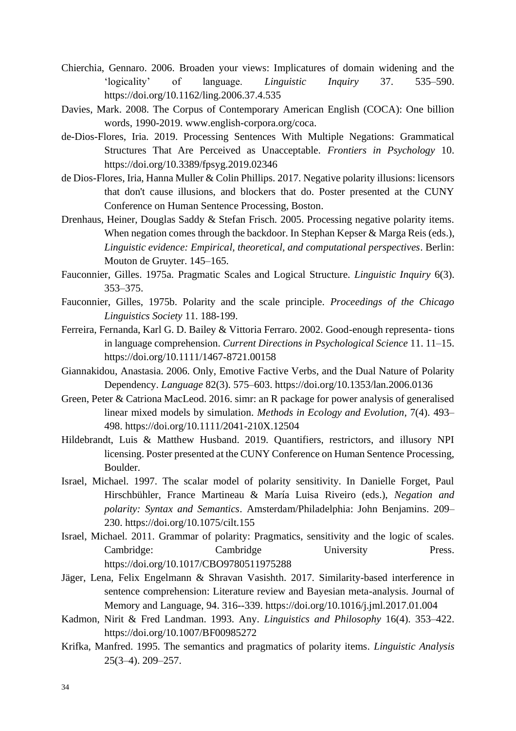Chierchia, Gennaro. 2006. Broaden your views: Implicatures of domain widening and the 'logicality' of language. *Linguistic Inquiry* 37. 535–590. https://doi.org/10.1162/ling.2006.37.4.535

Davies, Mark. 2008. The Corpus of Contemporary American English (COCA): One billion words, 1990-2019. www.english-corpora.org/coca.

de-Dios-Flores, Iria. 2019. Processing Sentences With Multiple Negations: Grammatical Structures That Are Perceived as Unacceptable. *Frontiers in Psychology* 10. https://doi.org/10.3389/fpsyg.2019.02346

de Dios-Flores, Iria, Hanna Muller & Colin Phillips. 2017. Negative polarity illusions: licensors that don't cause illusions, and blockers that do. Poster presented at the CUNY Conference on Human Sentence Processing, Boston.

Drenhaus, Heiner, Douglas Saddy & Stefan Frisch. 2005. Processing negative polarity items. When negation comes through the backdoor. In Stephan Kepser & Marga Reis (eds.), *Linguistic evidence: Empirical, theoretical, and computational perspectives*. Berlin: Mouton de Gruyter. 145–165.

Fauconnier, Gilles. 1975a. Pragmatic Scales and Logical Structure. *Linguistic Inquiry* 6(3). 353–375.

Fauconnier, Gilles, 1975b. Polarity and the scale principle. *Proceedings of the Chicago Linguistics Society* 11. 188-199.

Ferreira, Fernanda, Karl G. D. Bailey & Vittoria Ferraro. 2002. Good-enough representa- tions in language comprehension. *Current Directions in Psychological Science* 11. 11–15. https://doi.org/10.1111/1467-8721.00158

Giannakidou, Anastasia. 2006. Only, Emotive Factive Verbs, and the Dual Nature of Polarity Dependency. *Language* 82(3). 575–603. https://doi.org/10.1353/lan.2006.0136

Green, Peter & Catriona MacLeod. 2016. simr: an R package for power analysis of generalised linear mixed models by simulation. *Methods in Ecology and Evolution*, 7(4). 493–498. https://doi.org/10.1111/2041-210X.12504

Hildebrandt, Luis & Matthew Husband. 2019. Quantifiers, restrictors, and illusory NPI licensing. Poster presented at the CUNY Conference on Human Sentence Processing, Boulder.

Israel, Michael. 1997. The scalar model of polarity sensitivity. In Danielle Forget, Paul Hirschbühler, France Martineau & María Luisa Riveiro (eds.), *Negation and polarity: Syntax and Semantics*. Amsterdam/Philadelphia: John Benjamins. 209–230. https://doi.org/10.1075/cilt.155

Israel, Michael. 2011. Grammar of polarity: Pragmatics, sensitivity and the logic of scales. Cambridge: Cambridge University Press. https://doi.org/10.1017/CBO9780511975288

Jäger, Lena, Felix Engelmann & Shravan Vasishth. 2017. Similarity-based interference in sentence comprehension: Literature review and Bayesian meta-analysis. Journal of Memory and Language, 94. 316--339. https://doi.org/10.1016/j.jml.2017.01.004

Kadmon, Nirit & Fred Landman. 1993. Any. *Linguistics and Philosophy* 16(4). 353–422. https://doi.org/10.1007/BF00985272

Krifka, Manfred. 1995. The semantics and pragmatics of polarity items. *Linguistic Analysis* 25(3–4). 209–257.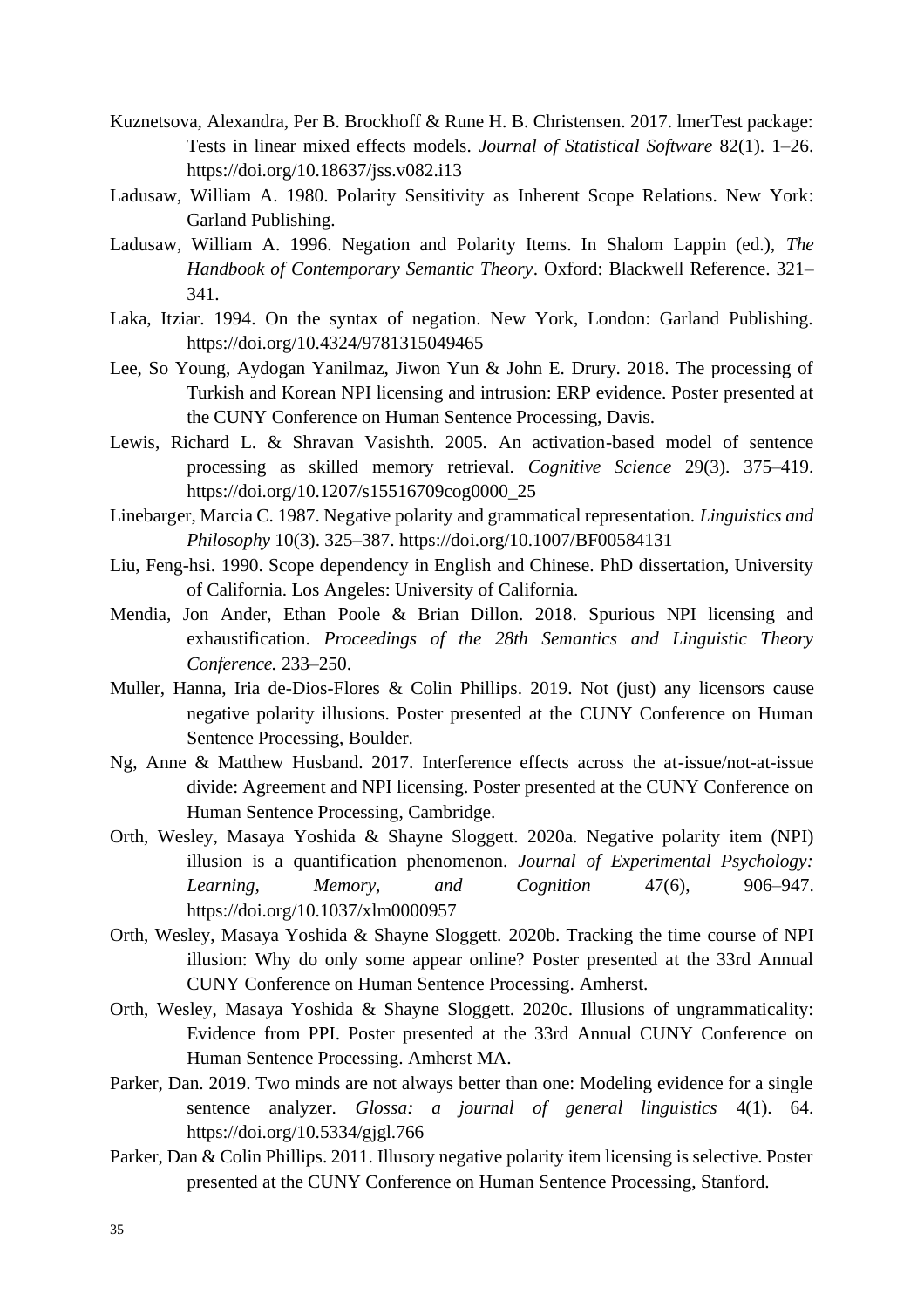Kuznetsova, Alexandra, Per B. Brockhoff & Rune H. B. Christensen. 2017. lmerTest package: Tests in linear mixed effects models. *Journal of Statistical Software* 82(1). 1–26. https://doi.org/10.18637/jss.v082.i13

Ladusaw, William A. 1980. Polarity Sensitivity as Inherent Scope Relations. New York: Garland Publishing.

Ladusaw, William A. 1996. Negation and Polarity Items. In Shalom Lappin (ed.), *The Handbook of Contemporary Semantic Theory*. Oxford: Blackwell Reference. 321–341.

Laka, Itziar. 1994. On the syntax of negation. New York, London: Garland Publishing. https://doi.org/10.4324/9781315049465

Lee, So Young, Aydogan Yanilmaz, Jiwon Yun & John E. Drury. 2018. The processing of Turkish and Korean NPI licensing and intrusion: ERP evidence. Poster presented at the CUNY Conference on Human Sentence Processing, Davis.

Lewis, Richard L. & Shravan Vasishth. 2005. An activation-based model of sentence processing as skilled memory retrieval. *Cognitive Science* 29(3). 375–419. https://doi.org/10.1207/s15516709cog0000_25

Linebarger, Marcia C. 1987. Negative polarity and grammatical representation. *Linguistics and Philosophy* 10(3). 325–387. https://doi.org/10.1007/BF00584131

Liu, Feng-hsi. 1990. Scope dependency in English and Chinese. PhD dissertation, University of California. Los Angeles: University of California.

Mendia, Jon Ander, Ethan Poole & Brian Dillon. 2018. Spurious NPI licensing and exhaustification. *Proceedings of the 28th Semantics and Linguistic Theory Conference.* 233–250.

Muller, Hanna, Iria de-Dios-Flores & Colin Phillips. 2019. Not (just) any licensors cause negative polarity illusions. Poster presented at the CUNY Conference on Human Sentence Processing, Boulder.

Ng, Anne & Matthew Husband. 2017. Interference effects across the at-issue/not-at-issue divide: Agreement and NPI licensing. Poster presented at the CUNY Conference on Human Sentence Processing, Cambridge.

Orth, Wesley, Masaya Yoshida & Shayne Sloggett. 2020a. Negative polarity item (NPI) illusion is a quantification phenomenon. *Journal of Experimental Psychology: Learning, Memory, and Cognition* 47(6), 906–947. https://doi.org/10.1037/xlm0000957

Orth, Wesley, Masaya Yoshida & Shayne Sloggett. 2020b. Tracking the time course of NPI illusion: Why do only some appear online? Poster presented at the 33rd Annual CUNY Conference on Human Sentence Processing. Amherst.

Orth, Wesley, Masaya Yoshida & Shayne Sloggett. 2020c. Illusions of ungrammaticality: Evidence from PPI. Poster presented at the 33rd Annual CUNY Conference on Human Sentence Processing. Amherst MA.

Parker, Dan. 2019. Two minds are not always better than one: Modeling evidence for a single sentence analyzer. *Glossa: a journal of general linguistics* 4(1). 64. https://doi.org/10.5334/gjgl.766

Parker, Dan & Colin Phillips. 2011. Illusory negative polarity item licensing is selective. Poster presented at the CUNY Conference on Human Sentence Processing, Stanford.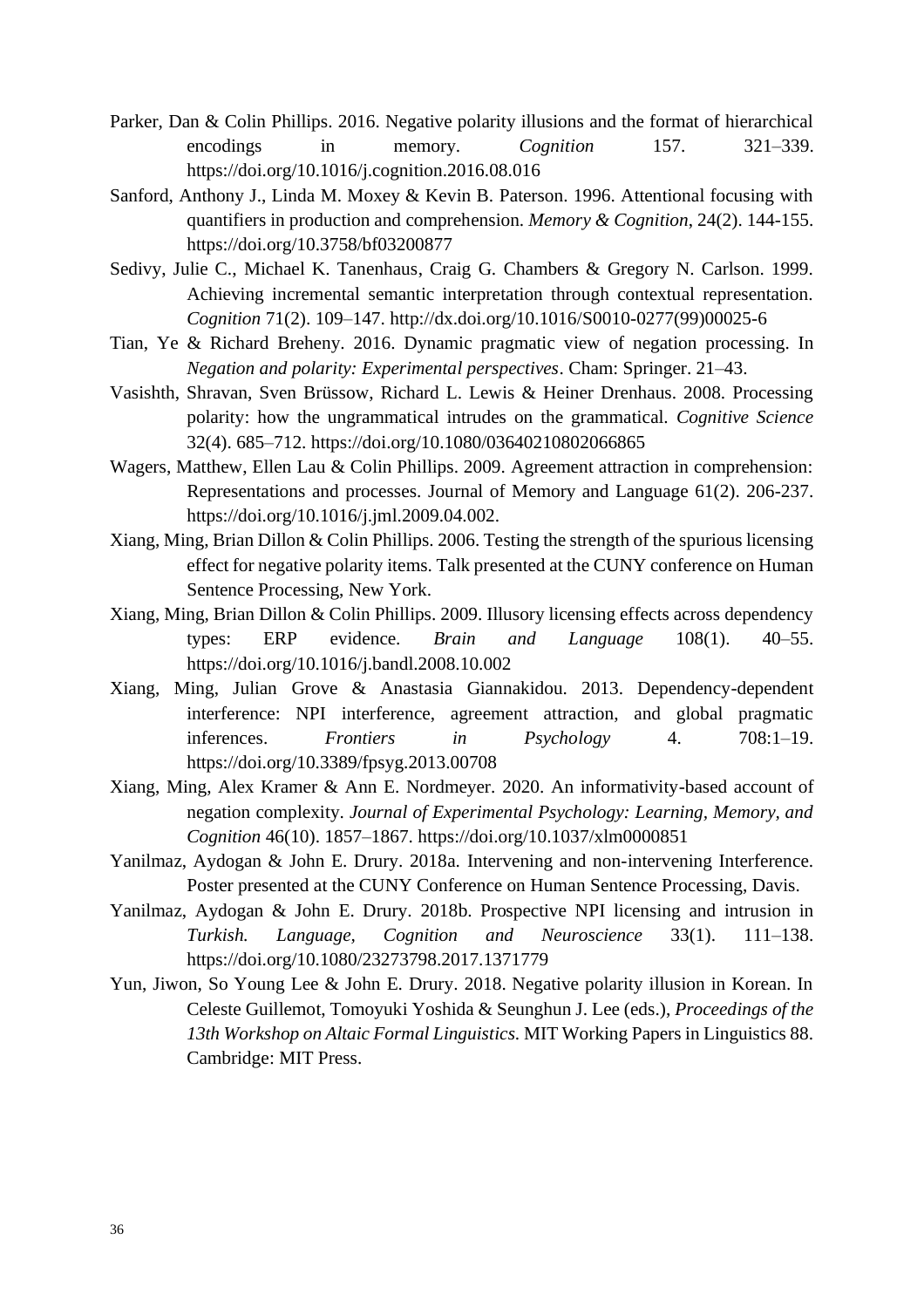Parker, Dan & Colin Phillips. 2016. Negative polarity illusions and the format of hierarchical encodings in memory. *Cognition* 157. 321–339. https://doi.org/10.1016/j.cognition.2016.08.016

Sanford, Anthony J., Linda M. Moxey & Kevin B. Paterson. 1996. Attentional focusing with quantifiers in production and comprehension. *Memory & Cognition*, 24(2). 144-155. https://doi.org/10.3758/bf03200877

Sedivy, Julie C., Michael K. Tanenhaus, Craig G. Chambers & Gregory N. Carlson. 1999. Achieving incremental semantic interpretation through contextual representation. *Cognition* 71(2). 109–147. http://dx.doi.org/10.1016/S0010-0277(99)00025-6

Tian, Ye & Richard Breheny. 2016. Dynamic pragmatic view of negation processing. In *Negation and polarity: Experimental perspectives*. Cham: Springer. 21–43.

Vasishth, Shravan, Sven Brüssow, Richard L. Lewis & Heiner Drenhaus. 2008. Processing polarity: how the ungrammatical intrudes on the grammatical. *Cognitive Science* 32(4). 685–712. https://doi.org/10.1080/03640210802066865

Wagers, Matthew, Ellen Lau & Colin Phillips. 2009. Agreement attraction in comprehension: Representations and processes. Journal of Memory and Language 61(2). 206-237. https://doi.org/10.1016/j.jml.2009.04.002.

Xiang, Ming, Brian Dillon & Colin Phillips. 2006. Testing the strength of the spurious licensing effect for negative polarity items. Talk presented at the CUNY conference on Human Sentence Processing, New York.

Xiang, Ming, Brian Dillon & Colin Phillips. 2009. Illusory licensing effects across dependency types: ERP evidence. *Brain and Language* 108(1). 40–55. https://doi.org/10.1016/j.bandl.2008.10.002

Xiang, Ming, Julian Grove & Anastasia Giannakidou. 2013. Dependency-dependent interference: NPI interference, agreement attraction, and global pragmatic inferences. *Frontiers in Psychology* 4. 708:1–19. https://doi.org/10.3389/fpsyg.2013.00708

Xiang, Ming, Alex Kramer & Ann E. Nordmeyer. 2020. An informativity-based account of negation complexity. *Journal of Experimental Psychology: Learning, Memory, and Cognition* 46(10). 1857–1867. https://doi.org/10.1037/xlm0000851

Yanilmaz, Aydogan & John E. Drury. 2018a. Intervening and non-intervening Interference. Poster presented at the CUNY Conference on Human Sentence Processing, Davis.

Yanilmaz, Aydogan & John E. Drury. 2018b. Prospective NPI licensing and intrusion in *Turkish. Language, Cognition and Neuroscience* 33(1). 111–138. https://doi.org/10.1080/23273798.2017.1371779

Yun, Jiwon, So Young Lee & John E. Drury. 2018. Negative polarity illusion in Korean. In Celeste Guillemot, Tomoyuki Yoshida & Seunghun J. Lee (eds.), *Proceedings of the 13th Workshop on Altaic Formal Linguistics*. MIT Working Papers in Linguistics 88. Cambridge: MIT Press.